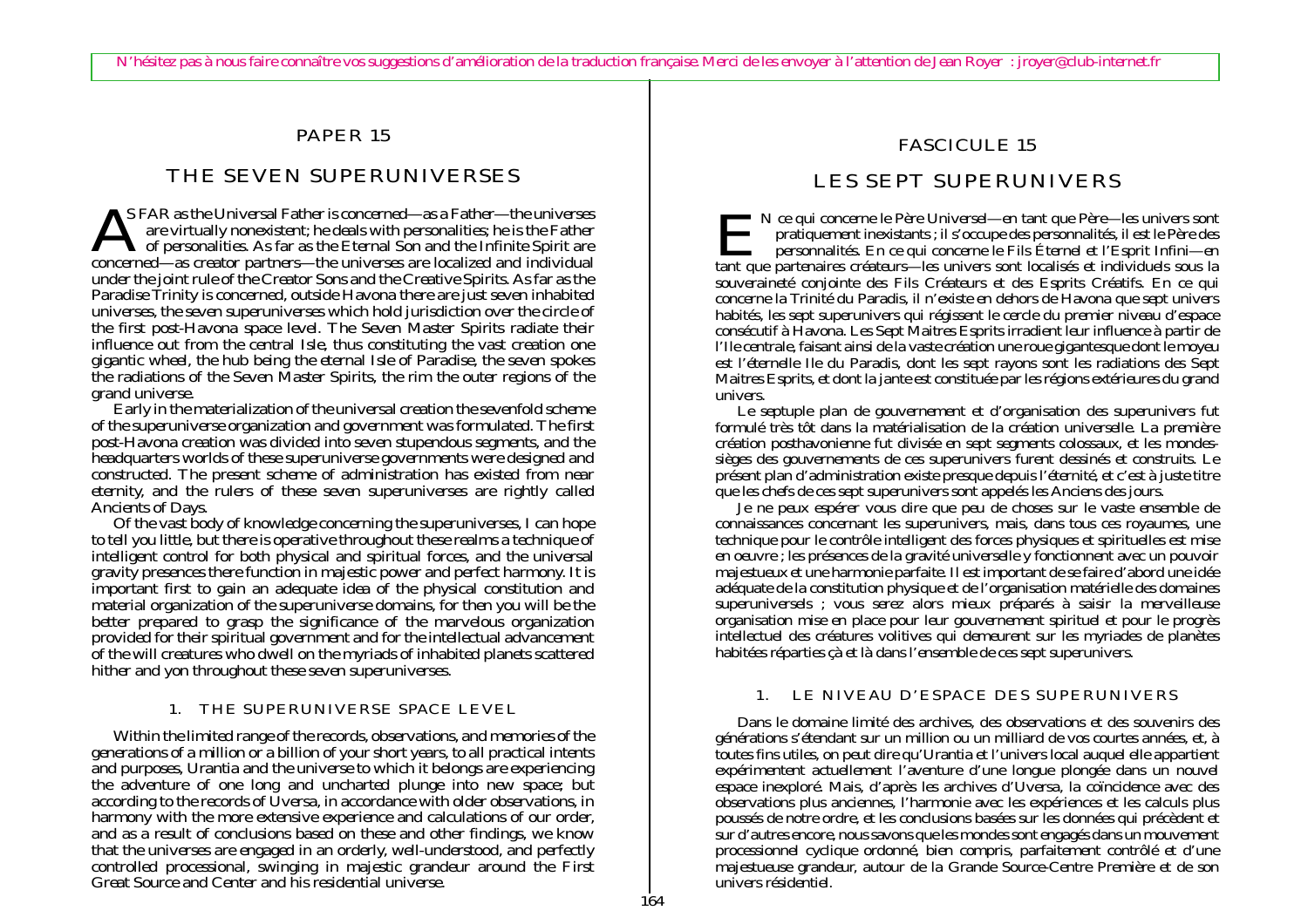N'hésitez pas à nous faire connaître vos suggestions d'amélioration de la traduction française. Merci de les envoyer à l'attention de Jean Royer : jroyer@club-internet.fr

# PAPER 15

## THE SEVEN SUPERUNIVERSES

AS FAR as the Universal Father is concerned—as a Father—the universes are virtually nonexistent; he deals with personalities; he is the Father of personalities. As far as the Eternal Son and the Infinite Spirit are concerned—as creator partners—the universes are localized and individual under the joint rule of the Creator Sons and the Creative Spirits. As far as the Paradise Trinity is concerned, outside Havona there are just seven inhabited universes, the seven superuniverses which hold jurisdiction over the circle of the first post-Havona space level. The Seven Master Spirits radiate their influence out from the central Isle, thus constituting the vast creation one gigantic wheel, the hub being the eternal Isle of Paradise, the seven spokes the radiations of the Seven Master Spirits, the rim the outer regions of the grand universe.

Early in the materialization of the universal creation the sevenfold scheme of the superuniverse organization and government was formulated. The first post-Havona creation was divided into seven stupendous segments, and the headquarters worlds of these superuniverse governments were designed and constructed. The present scheme of administration has existed from near eternity, and the rulers of these seven superuniverses are rightly called Ancients of Days.

Of the vast body of knowledge concerning the superuniverses, I can hope to tell you little, but there is operative throughout these realms a technique of intelligent control for both physical and spiritual forces, and the universal gravity presences there function in majestic power and perfect harmony. It is important first to gain an adequate idea of the physical constitution and material organization of the superuniverse domains, for then you will be the better prepared to grasp the significance of the marvelous organization provided for their spiritual government and for the intellectual advancement of the will creatures who dwell on the myriads of inhabited planets scattered hither and yon throughout these seven superuniverses.

### 1. THE SUPERUNIVERSE SPACE LEVEL

Within the limited range of the records, observations, and memories of the generations of a million or a billion of your short years, to all practical intents and purposes, Urantia and the universe to which it belongs are experiencing the adventure of one long and uncharted plunge into new space; but according to the records of Uversa, in accordance with older observations, in harmony with the more extensive experience and calculations of our order, and as a result of conclusions based on these and other findings, we know that the universes are engaged in an orderly, well-understood, and perfectly controlled processional, swinging in majestic grandeur around the First Great Source and Center and his residential universe.

# FASCICULE 15

## LES SEPT SUPERUNIVERS

EN ce qui concerne le Père Universel—en tant que Père—les univers sont pratiquement inexistants ; il s'occupe des personnalités, il est le Père des personnalités. En ce qui concerne le Fils Éternel et l'Esprit Infini—en tant que partenaires créateurs—les univers sont localisés et individuels sous la souveraineté conjointe des Fils Créateurs et des Esprits Créatifs. En ce qui concerne la Trinité du Paradis, il n'existe en dehors de Havona que sept univers habités, les sept superunivers qui régissent le cercle du premier niveau d'espace consécutif à Havona. Les Sept Maitres Esprits irradient leur influence à partir de l'Ile centrale, faisant ainsi de la vaste création une roue gigantesque dont le moyeu est l'éternelle Ile du Paradis, dont les sept rayons sont les radiations des Sept Maitres Esprits, et dont la jante est constituée par les régions extérieures du grand univers.

Le septuple plan de gouvernement et d'organisation des superunivers fut formulé très tôt dans la matérialisation de la création universelle. La première création posthavonienne fut divisée en sept segments colossaux, et les mondes-sièges des gouvernements de ces superunivers furent dessinés et construits. Le présent plan d'administration existe presque depuis l'éternité, et c'est à juste titre que les chefs de ces sept superunivers sont appelés les Anciens des Jours.

Je ne peux espérer vous dire que peu de choses sur le vaste ensemble de connaissances concernant les superunivers, mais, dans tous ces royaumes, une technique pour le contrôle intelligent des forces physiques et spirituelles est mise en oeuvre ; les présences de la gravité universelle y fonctionnent avec un pouvoir majestueux et une harmonie parfaite. Il est important de se faire d'abord une idée adéquate de la constitution physique et de l'organisation matérielle des domaines superuniversels ; vous serez alors mieux préparés à saisir la merveilleuse organisation mise en place pour leur gouvernement spirituel et pour le progrès intellectuel des créatures volitives qui demeurent sur les myriades de planètes habitées réparties çà et là dans l'ensemble de ces sept superunivers.

### 1. LE NIVEAU D'ESPACE DES SUPERUNIVERS

Dans le domaine limité des archives, des observations et des souvenirs des générations s'étendant sur un million ou un milliard de vos courtes années, et, à toutes fins utiles, on peut dire qu'Urantia et l'univers local auquel elle appartient expérimentent actuellement l'aventure d'une longue plongée dans un nouvel espace inexploré. Mais, d'après les archives d'Uversa, la coïncidence avec des observations plus anciennes, l'harmonie avec les expériences et les calculs plus poussés de notre ordre, et les conclusions basées sur les données qui précèdent et sur d'autres encore, nous savons que les mondes sont engagés dans un mouvement processionnel cyclique ordonné, bien compris, parfaitement contrôlé et d'une majestueuse grandeur, autour de la Grande Source-Centre Première et de son univers résidentiel.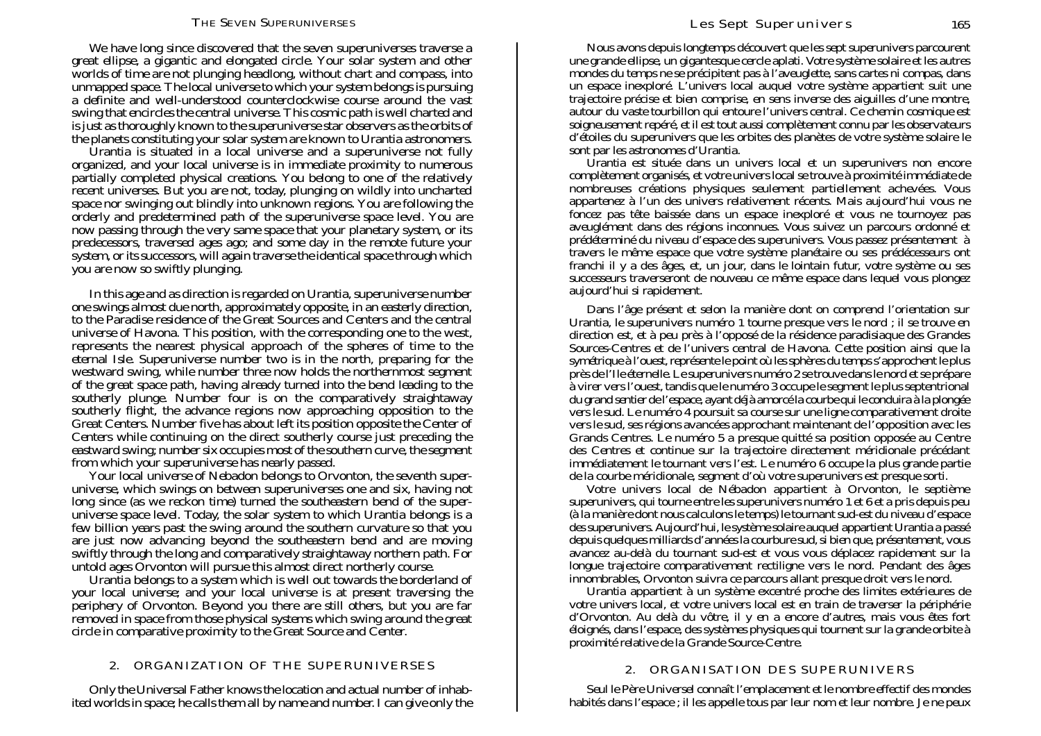We have long since discovered that the seven superuniverses traverse a great ellipse, a gigantic and elongated circle. Your solar system and other worlds of time are not plunging headlong, without chart and compass, into unmapped space. The local universe to which your system belongs is pursuing a definite and well-understood counterclockwise course around the vast swing that encircles the central universe. This cosmic path is well charted and is just as thoroughly known to the superuniverse star observers as the orbits of the planets constituting your solar system are known to Urantia astronomers.

Urantia is situated in a local universe and a superuniverse not fully organized, and your local universe is in immediate proximity to numerous partially completed physical creations. You belong to one of the relatively recent universes. But you are not, today, plunging on wildly into uncharted space nor swinging out blindly into unknown regions. You are following the orderly and predetermined path of the superuniverse space level. You are now passing through the very same space that your planetary system, or its predecessors, traversed ages ago; and some day in the remote future your system, or its successors, will again traverse the identical space through which you are now so swiftly plunging.

In this age and as direction is regarded on Urantia, superuniverse number one swings almost due north, approximately opposite, in an easterly direction, to the Paradise residence of the Great Sources and Centers and the central universe of Havona. This position, with the corresponding one to the west, represents the nearest physical approach of the spheres of time to the eternal Isle. Superuniverse number two is in the north, preparing for the westward swing, while number three now holds the northernmost segment of the great space path, having already turned into the bend leading to the southerly plunge. Number four is on the comparatively straightaway southerly flight, the advance regions now approaching opposition to the Great Centers. Number five has about left its position opposite the Center of Centers while continuing on the direct southerly course just preceding the eastward swing; number six occupies most of the southern curve, the segment from which your superuniverse has nearly passed.

Your local universe of Nebadon belongs to Orvonton, the seventh superuniverse, which swings on between superuniverses one and six, having not long since (as we reckon time) turned the southeastern bend of the superuniverse space level. Today, the solar system to which Urantia belongs is a few billion years past the swing around the southern curvature so that you are just now advancing beyond the southeastern bend and are moving swiftly through the long and comparatively straightaway northern path. For untold ages Orvonton will pursue this almost direct northerly course.

Urantia belongs to a system which is well out towards the borderland of your local universe; and your local universe is at present traversing the periphery of Orvonton. Beyond you there are still others, but you are far removed in space from those physical systems which swing around the great circle in comparative proximity to the Great Source and Center.

## 2. ORGANIZATION OF THE SUPERUNIVERSES

Only the Universal Father knows the location and actual number of inhabited worlds in space; he calls them all by name and number. I can give only the

---

Nous avons depuis longtemps découvert que les sept superunivers parcourent une grande ellipse, un gigantesque cercle aplati. Votre système solaire et les autres mondes du temps ne se précipitent pas à l'aveuglette, sans cartes ni compas, dans un espace inexploré. L'univers local auquel votre système appartient suit une trajectoire précise et bien comprise, en sens inverse des aiguilles d'une montre, autour du vaste tourbillon qui entoure l'univers central. Ce chemin cosmique est soigneusement repéré, et il est tout aussi complètement connu par les observateurs d'étoiles du superunivers que les orbites des planètes de votre système solaire le sont par les astronomes d'Urantia.

Urantia est située dans un univers local et un superunivers non encore complètement organisés, et votre univers local se trouve à proximité immédiate de nombreuses créations physiques seulement partiellement achevées. Vous appartenez à l'un des univers relativement récents. Mais aujourd'hui vous ne foncez pas tête baissée dans un espace inexploré et vous ne tournoyez pas aveuglément dans des régions inconnues. Vous suivez un parcours ordonné et prédéterminé du niveau d'espace des superunivers. Vous passez présentement à travers le même espace que votre système planétaire ou ses prédécesseurs ont franchi il y a des âges, et, un jour, dans le lointain futur, votre système ou ses successeurs traverseront de nouveau ce même espace dans lequel vous plongez aujourd'hui si rapidement.

Dans l'âge présent et selon la manière dont on comprend l'orientation sur Urantia, le superunivers numéro 1 tourne presque vers le nord ; il se trouve en direction est, et à peu près à l'opposé de la résidence paradisiaque des Grandes Sources-Centres et de l'univers central de Havona. Cette position ainsi que la symétrique à l'ouest, représente le point où les sphères du temps s'approchent le plus près de l'Ile éternelle. Le superunivers numéro 2 se trouve dans le nord et se prépare à virer vers l'ouest, tandis que le numéro 3 occupe le segment le plus septentrional du grand sentier de l'espace, ayant déjà amorcé la courbe qui le conduira à la plongée vers le sud. Le numéro 4 poursuit sa course sur une ligne comparativement droite vers le sud, ses régions avancées approchant maintenant de l'opposition avec les Grands Centres. Le numéro 5 a presque quitté sa position opposée au Centre des Centres et continue sur la trajectoire directement méridionale précédant immédiatement le tournant vers l'est. Le numéro 6 occupe la plus grande partie de la courbe méridionale, segment d'où votre superunivers est presque sorti.

Votre univers local de Nébadon appartient à Orvonton, le septième superunivers, qui tourne entre les superunivers numéro 1 et 6 et a pris depuis peu (à la manière dont nous calculons le temps) le tournant sud-est du niveau d'espace des superunivers. Aujourd'hui, le système solaire auquel appartient Urantia a passé depuis quelques milliards d'années la courbure sud, si bien que, présentement, vous avancez au-delà du tournant sud-est et vous vous déplacez rapidement sur la longue trajectoire comparativement rectiligne vers le nord. Pendant des âges innombrables, Orvonton suivra ce parcours allant presque droit vers le nord.

Urantia appartient à un système excentré proche des limites extérieures de votre univers local, et votre univers local est en train de traverser la périphérie d'Orvonton. Au delà du vôtre, il y en a encore d'autres, mais vous êtes fort éloignés, dans l'espace, des systèmes physiques qui tournent sur la grande orbite à proximité relative de la Grande Source-Centre.

## 2. ORGANISATION DES SUPERUNIVERS

Seul le Père Universel connaît l'emplacement et le nombre effectif des mondes habités dans l'espace ; il les appelle tous par leur nom et leur nombre. Je ne peux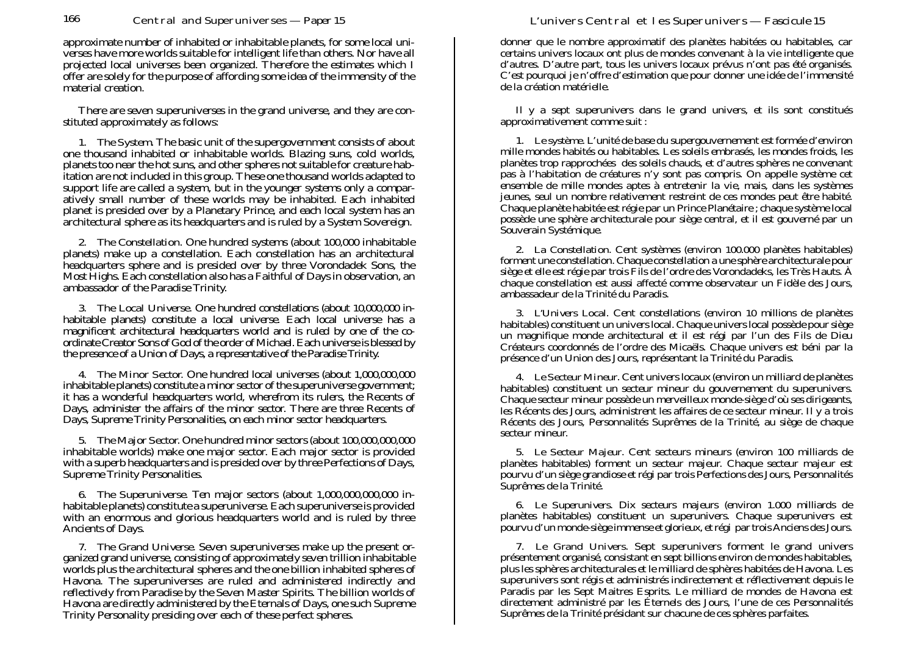approximate number of inhabited or inhabitable planets, for some local universes have more worlds suitable for intelligent life than others. Nor have all projected local universes been organized. Therefore the estimates which I offer are solely for the purpose of affording some idea of the immensity of the material creation.

There are seven superuniverses in the grand universe, and they are constituted approximately as follows:

1. *The System.* The basic unit of the supergovernment consists of about one thousand inhabited or inhabitable worlds. Blazing suns, cold worlds, planets too near the hot suns, and other spheres not suitable for creature habitation are not included in this group. These one thousand worlds adapted to support life are called a system, but in the younger systems only a comparatively small number of these worlds may be inhabited. Each inhabited planet is presided over by a Planetary Prince, and each local system has an architectural sphere as its headquarters and is ruled by a System Sovereign.

2. *The Constellation.* One hundred systems (about 100,000 inhabitable planets) make up a constellation. Each constellation has an architectural headquarters sphere and is presided over by three Vorondadek Sons, the Most Highs. Each constellation also has a Faithful of Days in observation, an ambassador of the Paradise Trinity.

3. *The Local Universe.* One hundred constellations (about 10,000,000 inhabitable planets) constitute a local universe. Each local universe has a magnificent architectural headquarters world and is ruled by one of the coordinate Creator Sons of God of the order of Michael. Each universe is blessed by the presence of a Union of Days, a representative of the Paradise Trinity.

4. *The Minor Sector.* One hundred local universes (about 1,000,000,000 inhabitable planets) constitute a minor sector of the superuniverse government; it has a wonderful headquarters world, wherefrom its rulers, the Recents of Days, administer the affairs of the minor sector. There are three Recents of Days, Supreme Trinity Personalities, on each minor sector headquarters.

5. *The Major Sector.* One hundred minor sectors (about 100,000,000,000 inhabitable worlds) make one major sector. Each major sector is provided with a superb headquarters and is presided over by three Perfections of Days, Supreme Trinity Personalities.

6. *The Superuniverse.* Ten major sectors (about 1,000,000,000,000 inhabitable planets) constitute a superuniverse. Each superuniverse is provided with an enormous and glorious headquarters world and is ruled by three Ancients of Days.

7. *The Grand Universe.* Seven superuniverses make up the present organized grand universe, consisting of approximately seven trillion inhabitable worlds plus the architectural spheres and the one billion inhabited spheres of Havona. The superuniverses are ruled and administered indirectly and reflectively from Paradise by the Seven Master Spirits. The billion worlds of Havona are directly administered by the Eternals of Days, one such Supreme Trinity Personality presiding over each of these perfect spheres.

donner que le nombre approximatif des planètes habitées ou habitables, car certains univers locaux ont plus de mondes convenant à la vie intelligente que d'autres. D'autre part, tous les univers locaux prévus n'ont pas été organisés. C'est pourquoi je n'offre d'estimation que pour donner une idée de l'immensité de la création matérielle.

Il y a sept superunivers dans le grand univers, et ils sont constitués approximativement comme suit :

1. *Le système.* L'unité de base du supergouvernement est formée d'environ mille mondes habités ou habitables. Les soleils embrasés, les mondes froids, les planètes trop rapprochées des soleils chauds, et d'autres sphères ne convenant pas à l'habitation de créatures n'y sont pas compris. On appelle système cet ensemble de mille mondes aptes à entretenir la vie, mais, dans les systèmes jeunes, seul un nombre relativement restreint de ces mondes peut être habité. Chaque planète habitée est régie par un Prince Planétaire ; chaque système local possède une sphère architecturale pour siège central, et il est gouverné par un Souverain Systémique.

2. *La Constellation.* Cent systèmes (environ 100.000 planètes habitables) forment une constellation. Chaque constellation a une sphère architecturale pour siège et elle est régie par trois Fils de l'ordre des Vorondadeks, les Très Hauts. À chaque constellation est aussi affecté comme observateur un Fidèle des Jours, ambassadeur de la Trinité du Paradis.

3. *L'Univers Local.* Cent constellations (environ 10 millions de planètes habitables) constituent un univers local. Chaque univers local possède pour siège un magnifique monde architectural et il est régi par l'un des Fils de Dieu Créateurs coordonnés de l'ordre des Micaëls. Chaque univers est béni par la présence d'un Union des Jours, représentant la Trinité du Paradis.

4. *Le Secteur Mineur.* Cent univers locaux (environ un milliard de planètes habitables) constituent un secteur mineur du gouvernement du superunivers. Chaque secteur mineur possède un merveilleux monde-siège d'où ses dirigeants, les Récents des Jours, administrent les affaires de ce secteur mineur. Il y a trois Récents des Jours, Personnalités Suprêmes de la Trinité, au siège de chaque secteur mineur.

5. *Le Secteur Majeur.* Cent secteurs mineurs (environ 100 milliards de planètes habitables) forment un secteur majeur. Chaque secteur majeur est pourvu d'un siège grandiose et régi par trois Perfections des Jours, Personnalités Suprêmes de la Trinité.

6. *Le Superunivers.* Dix secteurs majeurs (environ 1.000 milliards de planètes habitables) constituent un superunivers. Chaque superunivers est pourvu d'un monde-siège immense et glorieux, et régi par trois Anciens des Jours.

7. *Le Grand Univers.* Sept superunivers forment le grand univers présentement organisé, consistant en sept billions environ de mondes habitables, plus les sphères architecturales et le milliard de sphères habitées de Havona. Les superunivers sont régis et administrés indirectement et réflectivement depuis le Paradis par les Sept Maitres Esprits. Le milliard de mondes de Havona est directement administré par les Éternels des Jours, l'une de ces Personnalités Suprêmes de la Trinité présidant sur chacune de ces sphères parfaites.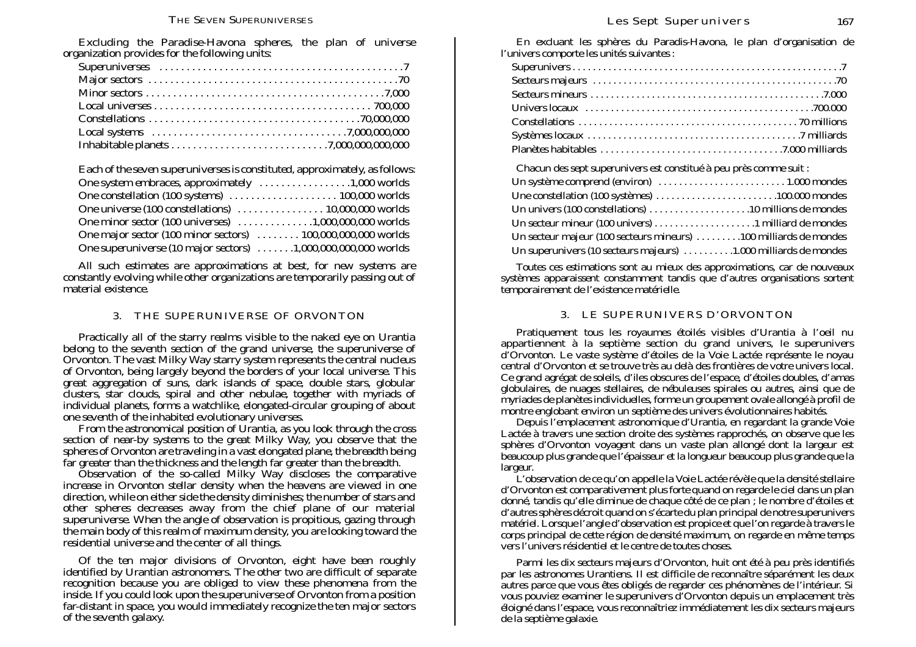Excluding the Paradise-Havona spheres, the plan of universe organization provides for the following units:

| | |
|---|---|
| Superuniverses | 7 |
| Major sectors | 70 |
| Minor sectors | 7,000 |
| Local universes | 700,000 |
| Constellations | 70,000,000 |
| Local systems | 7,000,000,000 |
| Inhabitable planets | 7,000,000,000,000 |

Each of the seven superuniverses is constituted, approximately, as follows:

| | |
|---|---|
| One system embraces, approximately | 1,000 worlds |
| One constellation (100 systems) | 100,000 worlds |
| One universe (100 constellations) | 10,000,000 worlds |
| One minor sector (100 universes) | 1,000,000,000 worlds |
| One major sector (100 minor sectors) | 100,000,000,000 worlds |
| One superuniverse (10 major sectors) | 1,000,000,000,000 worlds |

All such estimates are approximations at best, for new systems are constantly evolving while other organizations are temporarily passing out of material existence.

## 3. THE SUPERUNIVERSE OF ORVONTON

Practically all of the starry realms visible to the naked eye on Urantia belong to the seventh section of the grand universe, the superuniverse of Orvonton. The vast Milky Way starry system represents the central nucleus of Orvonton, being largely beyond the borders of your local universe. This great aggregation of suns, dark islands of space, double stars, globular clusters, star clouds, spiral and other nebulae, together with myriads of individual planets, forms a watchlike, elongated-circular grouping of about one seventh of the inhabited evolutionary universes.

From the astronomical position of Urantia, as you look through the cross section of near-by systems to the great Milky Way, you observe that the spheres of Orvonton are traveling in a vast elongated plane, the breadth being far greater than the thickness and the length far greater than the breadth.

Observation of the so-called Milky Way discloses the comparative increase in Orvonton stellar density when the heavens are viewed in one direction, while on either side the density diminishes; the number of stars and other spheres decreases away from the chief plane of our material superuniverse. When the angle of observation is propitious, gazing through the main body of this realm of maximum density, you are looking toward the residential universe and the center of all things.

Of the ten major divisions of Orvonton, eight have been roughly identified by Urantian astronomers. The other two are difficult of separate recognition because you are obliged to view these phenomena from the inside. If you could look upon the superuniverse of Orvonton from a position far-distant in space, you would immediately recognize the ten major sectors of the seventh galaxy.

---

En excluant les sphères du Paradis-Havona, le plan d'organisation de l'univers comporte les unités suivantes :

| | |
|---|---|
| Superunivers | 7 |
| Secteurs majeurs | 70 |
| Secteurs mineurs | 7.000 |
| Univers locaux | 700.000 |
| Constellations | 70 millions |
| Systèmes locaux | 7 milliards |
| Planètes habitables | 7.000 milliards |

Chacun des sept superunivers est constitué à peu près comme suit :

| | |
|---|---|
| Un système comprend (environ) | 1.000 mondes |
| Une constellation (100 systèmes) | 100.000 mondes |
| Un univers (100 constellations) | 10 millions de mondes |
| Un secteur mineur (100 univers) | 1 milliard de mondes |
| Un secteur majeur (100 secteurs mineurs) | 100 milliards de mondes |
| Un superunivers (10 secteurs majeurs) | 1.000 milliards de mondes |

Toutes ces estimations sont au mieux des approximations, car de nouveaux systèmes apparaissent constamment tandis que d'autres organisations sortent temporairement de l'existence matérielle.

## 3. LE SUPERUNIVERS D'ORVONTON

Pratiquement tous les royaumes étoilés visibles d'Urantia à l'oeil nu appartiennent à la septième section du grand univers, le superunivers d'Orvonton. Le vaste système d'étoiles de la Voie Lactée représente le noyau central d'Orvonton et se trouve très au delà des frontières de votre univers local. Ce grand agrégat de soleils, d'iles obscures de l'espace, d'étoiles doubles, d'amas globulaires, de nuages stellaires, de nébuleuses spirales ou autres, ainsi que de myriades de planètes individuelles, forme un groupement ovale allongé à profil de montre englobant environ un septième des univers évolutionnaires habités.

Depuis l'emplacement astronomique d'Urantia, en regardant la grande Voie Lactée à travers une section droite des systèmes rapprochés, on observe que les sphères d'Orvonton voyagent dans un vaste plan allongé dont la largeur est beaucoup plus grande que l'épaisseur et la longueur beaucoup plus grande que la largeur.

L'observation de ce qu'on appelle la Voie Lactée révèle que la densité stellaire d'Orvonton est comparativement plus forte quand on regarde le ciel dans un plan donné, tandis qu'elle diminue de chaque côté de ce plan ; le nombre d'étoiles et d'autres sphères décroit quand on s'écarte du plan principal de notre superunivers matériel. Lorsque l'angle d'observation est propice et que l'on regarde à travers le corps principal de cette région de densité maximum, on regarde en même temps vers l'univers résidentiel et le centre de toutes choses.

Parmi les dix secteurs majeurs d'Orvonton, huit ont été à peu près identifiés par les astronomes Urantiens. Il est difficile de reconnaître séparément les deux autres parce que vous êtes obligés de regarder ces phénomènes de l'intérieur. Si vous pouviez examiner le superunivers d'Orvonton depuis un emplacement très éloigné dans l'espace, vous reconnaîtriez immédiatement les dix secteurs majeurs de la septième galaxie.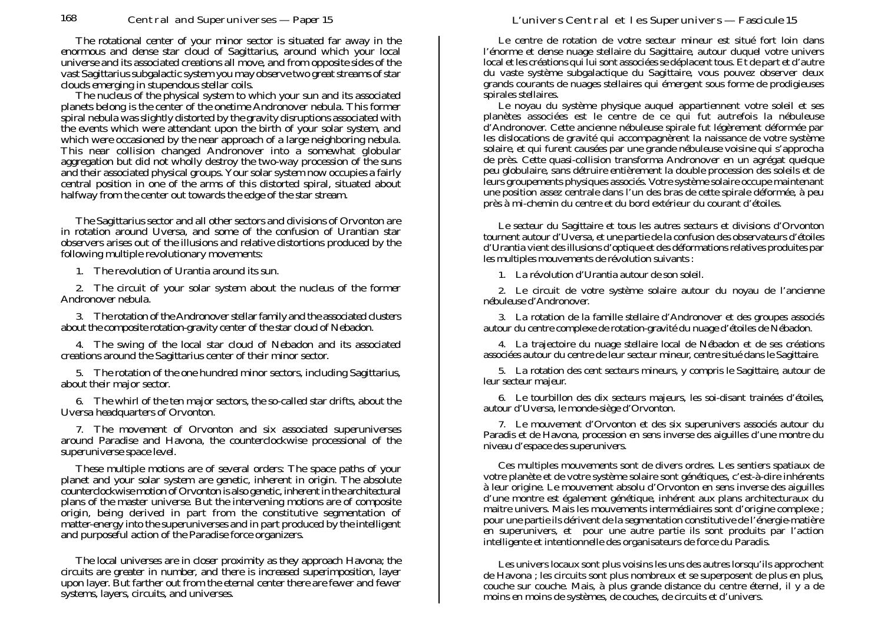The rotational center of your minor sector is situated far away in the enormous and dense star cloud of Sagittarius, around which your local universe and its associated creations all move, and from opposite sides of the vast Sagittarius subgalactic system you may observe two great streams of star clouds emerging in stupendous stellar coils.

The nucleus of the physical system to which your sun and its associated planets belong is the center of the onetime Andronover nebula. This former spiral nebula was slightly distorted by the gravity disruptions associated with the events which were attendant upon the birth of your solar system, and which were occasioned by the near approach of a large neighboring nebula. This near collision changed Andronover into a somewhat globular aggregation but did not wholly destroy the two-way procession of the suns and their associated physical groups. Your solar system now occupies a fairly central position in one of the arms of this distorted spiral, situated about halfway from the center out towards the edge of the star stream.

The Sagittarius sector and all other sectors and divisions of Orvonton are in rotation around Uversa, and some of the confusion of Urantian star observers arises out of the illusions and relative distortions produced by the following multiple revolutionary movements:

1. The revolution of Urantia around its sun.

2. The circuit of your solar system about the nucleus of the former Andronover nebula.

3. The rotation of the Andronover stellar family and the associated clusters about the composite rotation-gravity center of the star cloud of Nebadon.

4. The swing of the local star cloud of Nebadon and its associated creations around the Sagittarius center of their minor sector.

5. The rotation of the one hundred minor sectors, including Sagittarius, about their major sector.

6. The whirl of the ten major sectors, the so-called star drifts, about the Uversa headquarters of Orvonton.

7. The movement of Orvonton and six associated superuniverses around Paradise and Havona, the counterclockwise processional of the superuniverse space level.

These multiple motions are of several orders: The space paths of your planet and your solar system are genetic, inherent in origin. The absolute counterclockwise motion of Orvonton is also genetic, inherent in the architectural plans of the master universe. But the intervening motions are of composite origin, being derived in part from the constitutive segmentation of matter-energy into the superuniverses and in part produced by the intelligent and purposeful action of the Paradise force organizers.

The local universes are in closer proximity as they approach Havona; the circuits are greater in number, and there is increased superimposition, layer upon layer. But farther out from the eternal center there are fewer and fewer systems, layers, circuits, and universes.

Le centre de rotation de votre secteur mineur est situé fort loin dans l'énorme et dense nuage stellaire du Sagittaire, autour duquel votre univers local et les créations qui lui sont associées se déplacent tous. Et de part et d'autre du vaste système subgalactique du Sagittaire, vous pouvez observer deux grands courants de nuages stellaires qui émergent sous forme de prodigieuses spirales stellaires.

Le noyau du système physique auquel appartiennent votre soleil et ses planètes associées est le centre de ce qui fut autrefois la nébuleuse d'Andronover. Cette ancienne nébuleuse spirale fut légèrement déformée par les dislocations de gravité qui accompagnèrent la naissance de votre système solaire, et qui furent causées par une grande nébuleuse voisine qui s'approcha de près. Cette quasi-collision transforma Andronover en un agrégat quelque peu globulaire, sans détruire entièrement la double procession des soleils et de leurs groupements physiques associés. Votre système solaire occupe maintenant une position assez centrale dans l'un des bras de cette spirale déformée, à peu près à mi-chemin du centre et du bord extérieur du courant d'étoiles.

Le secteur du Sagittaire et tous les autres secteurs et divisions d'Orvonton tournent autour d'Uversa, et une partie de la confusion des observateurs d'étoiles d'Urantia vient des illusions d'optique et des déformations relatives produites par les multiples mouvements de révolution suivants :

1. La révolution d'Urantia autour de son soleil.

2. Le circuit de votre système solaire autour du noyau de l'ancienne nébuleuse d'Andronover.

3. La rotation de la famille stellaire d'Andronover et des groupes associés autour du centre complexe de rotation-gravité du nuage d'étoiles de Nébadon.

4. La trajectoire du nuage stellaire local de Nébadon et de ses créations associées autour du centre de leur secteur mineur, centre situé dans le Sagittaire.

5. La rotation des cent secteurs mineurs, y compris le Sagittaire, autour de leur secteur majeur.

6. Le tourbillon des dix secteurs majeurs, les soi-disant trainées d'étoiles, autour d'Uversa, le monde-siège d'Orvonton.

7. Le mouvement d'Orvonton et des six superunivers associés autour du Paradis et de Havona, procession en sens inverse des aiguilles d'une montre du niveau d'espace des superunivers.

Ces multiples mouvements sont de divers ordres. Les sentiers spatiaux de votre planète et de votre système solaire sont génétiques, c'est-à-dire inhérents à leur origine. Le mouvement absolu d'Orvonton en sens inverse des aiguilles d'une montre est également génétique, inhérent aux plans architecturaux du maitre univers. Mais les mouvements intermédiaires sont d'origine complexe ; pour une partie ils dérivent de la segmentation constitutive de l'énergie-matière en superunivers, et pour une autre partie ils sont produits par l'action intelligente et intentionnelle des organisateurs de force du Paradis.

Les univers locaux sont plus voisins les uns des autres lorsqu'ils approchent de Havona ; les circuits sont plus nombreux et se superposent de plus en plus, couche sur couche. Mais, à plus grande distance du centre éternel, il y a de moins en moins de systèmes, de couches, de circuits et d'univers.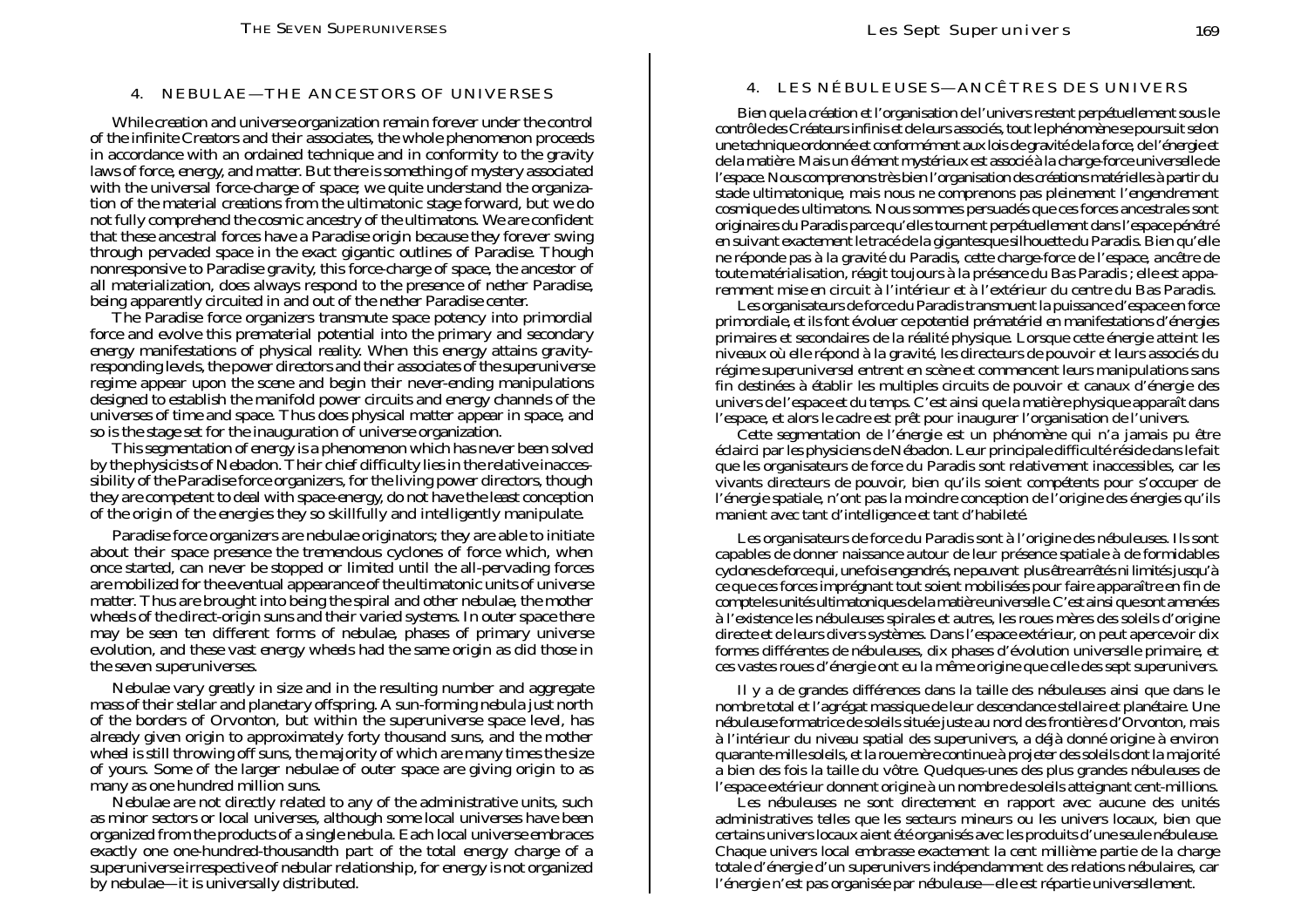## 4. NEBULAE—THE ANCESTORS OF UNIVERSES

While creation and universe organization remain forever under the control of the infinite Creators and their associates, the whole phenomenon proceeds in accordance with an ordained technique and in conformity to the gravity laws of force, energy, and matter. But there is something of mystery associated with the universal force-charge of space; we quite understand the organization of the material creations from the ultimatonic stage forward, but we do not fully comprehend the cosmic ancestry of the ultimatons. We are confident that these ancestral forces have a Paradise origin because they forever swing through pervaded space in the exact gigantic outlines of Paradise. Though nonresponsive to Paradise gravity, this force-charge of space, the ancestor of all materialization, does always respond to the presence of nether Paradise, being apparently circuited in and out of the nether Paradise center.

The Paradise force organizers transmute space potency into primordial force and evolve this prematerial potential into the primary and secondary energy manifestations of physical reality. When this energy attains gravity-responding levels, the power directors and their associates of the superuniverse regime appear upon the scene and begin their never-ending manipulations designed to establish the manifold power circuits and energy channels of the universes of time and space. Thus does physical matter appear in space, and so is the stage set for the inauguration of universe organization.

This segmentation of energy is a phenomenon which has never been solved by the physicists of Nebadon. Their chief difficulty lies in the relative inaccessibility of the Paradise force organizers, for the living power directors, though they are competent to deal with space-energy, do not have the least conception of the origin of the energies they so skillfully and intelligently manipulate.

Paradise force organizers are nebulae originators; they are able to initiate about their space presence the tremendous cyclones of force which, when once started, can never be stopped or limited until the all-pervading forces are mobilized for the eventual appearance of the ultimatonic units of universe matter. Thus are brought into being the spiral and other nebulae, the mother wheels of the direct-origin suns and their varied systems. In outer space there may be seen ten different forms of nebulae, phases of primary universe evolution, and these vast energy wheels had the same origin as did those in the seven superuniverses.

Nebulae vary greatly in size and in the resulting number and aggregate mass of their stellar and planetary offspring. A sun-forming nebula just north of the borders of Orvonton, but within the superuniverse space level, has already given origin to approximately forty thousand suns, and the mother wheel is still throwing off suns, the majority of which are many times the size of yours. Some of the larger nebulae of outer space are giving origin to as many as one hundred million suns.

Nebulae are not directly related to any of the administrative units, such as minor sectors or local universes, although some local universes have been organized from the products of a single nebula. Each local universe embraces exactly one one-hundred-thousandth part of the total energy charge of a superuniverse irrespective of nebular relationship, for energy is not organized by nebulae—it is universally distributed.

## 4. LES NÉBULEUSES—ANCÊTRES DES UNIVERS

Bien que la création et l'organisation de l'univers restent perpétuellement sous le contrôle des Créateurs infinis et de leurs associés, tout le phénomène se poursuit selon une technique ordonnée et conformément aux lois de gravité de la force, de l'énergie et de la matière. Mais un élément mystérieux est associé à la charge-force universelle de l'espace. Nous comprenons très bien l'organisation des créations matérielles à partir du stade ultimatonique, mais nous ne comprenons pas pleinement l'engendrement cosmique des ultimatons. Nous sommes persuadés que ces forces ancestrales sont originaires du Paradis parce qu'elles tournent perpétuellement dans l'espace pénétré en suivant exactement le tracé de la gigantesque silhouette du Paradis. Bien qu'elle ne réponde pas à la gravité du Paradis, cette charge-force de l'espace, ancêtre de toute matérialisation, réagit toujours à la présence du Bas Paradis ; elle est apparemment mise en circuit à l'intérieur et à l'extérieur du centre du Bas Paradis.

Les organisateurs de force du Paradis transmuent la puissance d'espace en force primordiale, et ils font évoluer ce potentiel prématériel en manifestations d'énergies primaires et secondaires de la réalité physique. Lorsque cette énergie atteint les niveaux où elle répond à la gravité, les directeurs de pouvoir et leurs associés du régime superuniversel entrent en scène et commencent leurs manipulations sans fin destinées à établir les multiples circuits de pouvoir et canaux d'énergie des univers de l'espace et du temps. C'est ainsi que la matière physique apparaît dans l'espace, et alors le cadre est prêt pour inaugurer l'organisation de l'univers.

Cette segmentation de l'énergie est un phénomène qui n'a jamais pu être éclairci par les physiciens de Nébadon. Leur principale difficulté réside dans le fait que les organisateurs de force du Paradis sont relativement inaccessibles, car les vivants directeurs de pouvoir, bien qu'ils soient compétents pour s'occuper de l'énergie spatiale, n'ont pas la moindre conception de l'origine des énergies qu'ils manient avec tant d'intelligence et tant d'habileté.

Les organisateurs de force du Paradis sont à l'origine des nébuleuses. Ils sont capables de donner naissance autour de leur présence spatiale à de formidables cyclones de force qui, une fois engendrés, ne peuvent plus être arrêtés ni limités jusqu'à ce que ces forces imprégnant tout soient mobilisées pour faire apparaître en fin de compte les unités ultimatoniques de la matière universelle. C'est ainsi que sont amenées à l'existence les nébuleuses spirales et autres, les roues mères des soleils d'origine directe et de leurs divers systèmes. Dans l'espace extérieur, on peut apercevoir dix formes différentes de nébuleuses, dix phases d'évolution universelle primaire, et ces vastes roues d'énergie ont eu la même origine que celle des sept superunivers.

Il y a de grandes différences dans la taille des nébuleuses ainsi que dans le nombre total et l'agrégat massique de leur descendance stellaire et planétaire. Une nébuleuse formatrice de soleils située juste au nord des frontières d'Orvonton, mais à l'intérieur du niveau spatial des superunivers, a déjà donné origine à environ quarante-mille soleils, et la roue mère continue à projeter des soleils dont la majorité a bien des fois la taille du vôtre. Quelques-unes des plus grandes nébuleuses de l'espace extérieur donnent origine à un nombre de soleils atteignant cent-millions.

Les nébuleuses ne sont directement en rapport avec aucune des unités administratives telles que les secteurs mineurs ou les univers locaux, bien que certains univers locaux aient été organisés avec les produits d'une seule nébuleuse. Chaque univers local embrasse exactement la cent millième partie de la charge totale d'énergie d'un superunivers indépendamment des relations nébulaires, car l'énergie n'est pas organisée par nébuleuse—elle est répartie universellement.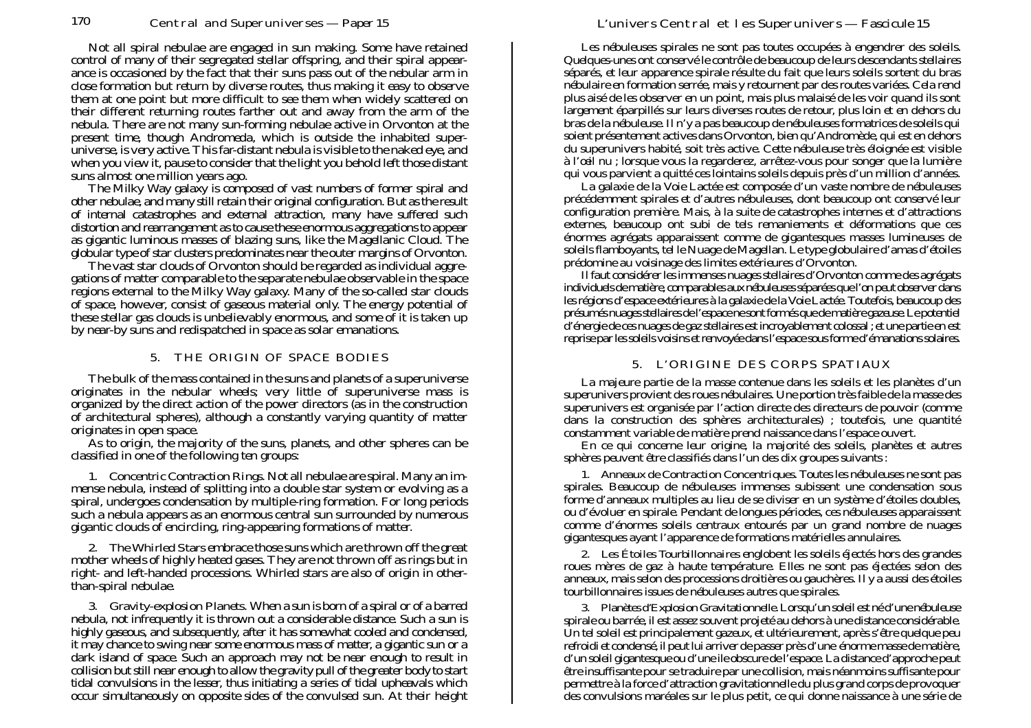Not all spiral nebulae are engaged in sun making. Some have retained control of many of their segregated stellar offspring, and their spiral appearance is occasioned by the fact that their suns pass out of the nebular arm in close formation but return by diverse routes, thus making it easy to observe them at one point but more difficult to see them when widely scattered on their different returning routes farther out and away from the arm of the nebula. There are not many sun-forming nebulae active in Orvonton at the present time, though Andromeda, which is outside the inhabited superuniverse, is very active. This far-distant nebula is visible to the naked eye, and when you view it, pause to consider that the light you behold left those distant suns almost one million years ago.

The Milky Way galaxy is composed of vast numbers of former spiral and other nebulae, and many still retain their original configuration. But as the result of internal catastrophes and external attraction, many have suffered such distortion and rearrangement as to cause these enormous aggregations to appear as gigantic luminous masses of blazing suns, like the Magellanic Cloud. The globular type of star clusters predominates near the outer margins of Orvonton.

The vast star clouds of Orvonton should be regarded as individual aggregations of matter comparable to the separate nebulae observable in the space regions external to the Milky Way galaxy. Many of the so-called star clouds of space, however, consist of gaseous material only. The energy potential of these stellar gas clouds is unbelievably enormous, and some of it is taken up by near-by suns and redispatched in space as solar emanations.

## 5. THE ORIGIN OF SPACE BODIES

The bulk of the mass contained in the suns and planets of a superuniverse originates in the nebular wheels; very little of superuniverse mass is organized by the direct action of the power directors (as in the construction of architectural spheres), although a constantly varying quantity of matter originates in open space.

As to origin, the majority of the suns, planets, and other spheres can be classified in one of the following ten groups:

1. *Concentric Contraction Rings.* Not all nebulae are spiral. Many an immense nebula, instead of splitting into a double star system or evolving as a spiral, undergoes condensation by multiple-ring formation. For long periods such a nebula appears as an enormous central sun surrounded by numerous gigantic clouds of encircling, ring-appearing formations of matter.

2. *The Whirled Stars* embrace those suns which are thrown off the great mother wheels of highly heated gases. They are not thrown off as rings but in right- and left-handed processions. Whirled stars are also of origin in other-than-spiral nebulae.

3. *Gravity-explosion Planets.* When a sun is born of a spiral or of a barred nebula, not infrequently it is thrown out a considerable distance. Such a sun is highly gaseous, and subsequently, after it has somewhat cooled and condensed, it may chance to swing near some enormous mass of matter, a gigantic sun or a dark island of space. Such an approach may not be near enough to result in collision but still near enough to allow the gravity pull of the greater body to start tidal convulsions in the lesser, thus initiating a series of tidal upheavals which occur simultaneously on opposite sides of the convulsed sun. At their height

Les nébuleuses spirales ne sont pas toutes occupées à engendrer des soleils. Quelques-unes ont conservé le contrôle de beaucoup de leurs descendants stellaires séparés, et leur apparence spirale résulte du fait que leurs soleils sortent du bras nébulaire en formation serrée, mais y retournent par des routes variées. Cela rend plus aisé de les observer en un point, mais plus malaisé de les voir quand ils sont largement éparpillés sur leurs diverses routes de retour, plus loin et en dehors du bras de la nébuleuse. Il n'y a pas beaucoup de nébuleuses formatrices de soleils qui soient présentement actives dans Orvonton, bien qu'Andromède, qui est en dehors du superunivers habité, soit très active. Cette nébuleuse très éloignée est visible à l'œil nu ; lorsque vous la regarderez, arrêtez-vous pour songer que la lumière qui vous parvient a quitté ces lointains soleils depuis près d'un million d'années.

La galaxie de la Voie Lactée est composée d'un vaste nombre de nébuleuses précédemment spirales et d'autres nébuleuses, dont beaucoup ont conservé leur configuration première. Mais, à la suite de catastrophes internes et d'attractions externes, beaucoup ont subi de tels remaniements et déformations que ces énormes agrégats apparaissent comme de gigantesques masses lumineuses de soleils flamboyants, tel le Nuage de Magellan. Le type globulaire d'amas d'étoiles prédomine au voisinage des limites extérieures d'Orvonton.

Il faut considérer les immenses nuages stellaires d'Orvonton comme des agrégats individuels de matière, comparables aux nébuleuses séparées que l'on peut observer dans les régions d'espace extérieures à la galaxie de la Voie Lactée. Toutefois, beaucoup des présumés nuages stellaires de l'espace ne sont formés que de matière gazeuse. Le potentiel d'énergie de ces nuages de gaz stellaires est incroyablement colossal ; et une partie en est reprise par les soleils voisins et renvoyée dans l'espace sous forme d'émanations solaires.

## 5. L'ORIGINE DES CORPS SPATIAUX

La majeure partie de la masse contenue dans les soleils et les planètes d'un superunivers provient des roues nébulaires. Une portion très faible de la masse des superunivers est organisée par l'action directe des directeurs de pouvoir (comme dans la construction des sphères architecturales) ; toutefois, une quantité constamment variable de matière prend naissance dans l'espace ouvert.

En ce qui concerne leur origine, la majorité des soleils, planètes et autres sphères peuvent être classifiés dans l'un des dix groupes suivants :

1. *Anneaux de Contraction Concentriques.* Toutes les nébuleuses ne sont pas spirales. Beaucoup de nébuleuses immenses subissent une condensation sous forme d'anneaux multiples au lieu de se diviser en un système d'étoiles doubles, ou d'évoluer en spirale. Pendant de longues périodes, ces nébuleuses apparaissent comme d'énormes soleils centraux entourés par un grand nombre de nuages gigantesques ayant l'apparence de formations matérielles annulaires.

2. *Les Étoiles Tourbillonnaires* englobent les soleils éjectés hors des grandes roues mères de gaz à haute température. Elles ne sont pas éjectées selon des anneaux, mais selon des processions droitières ou gauchères. Il y a aussi des étoiles tourbillonnaires issues de nébuleuses autres que spirales.

3. *Planètes d'Explosion Gravitationnelle.* Lorsqu'un soleil est né d'une nébuleuse spirale ou barrée, il est assez souvent projeté au dehors à une distance considérable. Un tel soleil est principalement gazeux, et ultérieurement, après s'être quelque peu refroidi et condensé, il peut lui arriver de passer près d'une énorme masse de matière, d'un soleil gigantesque ou d'une île obscure de l'espace. La distance d'approche peut être insuffisante pour se traduire par une collision, mais néanmoins suffisante pour permettre à la force d'attraction gravitationnelle du plus grand corps de provoquer des convulsions maréales sur le plus petit, ce qui donne naissance à une série de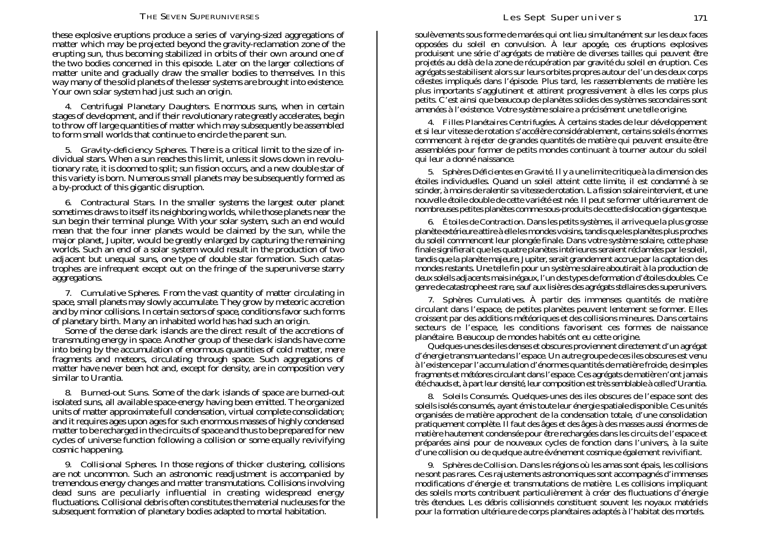these explosive eruptions produce a series of varying-sized aggregations of matter which may be projected beyond the gravity-reclamation zone of the erupting sun, thus becoming stabilized in orbits of their own around one of the two bodies concerned in this episode. Later on the larger collections of matter unite and gradually draw the smaller bodies to themselves. In this way many of the solid planets of the lesser systems are brought into existence. Your own solar system had just such an origin.

4. *Centrifugal Planetary Daughters.* Enormous suns, when in certain stages of development, and if their revolutionary rate greatly accelerates, begin to throw off large quantities of matter which may subsequently be assembled to form small worlds that continue to encircle the parent sun.

5. *Gravity-deficiency Spheres.* There is a critical limit to the size of individual stars. When a sun reaches this limit, unless it slows down in revolutionary rate, it is doomed to split; sun fission occurs, and a new double star of this variety is born. Numerous small planets may be subsequently formed as a by-product of this gigantic disruption.

6. *Contractural Stars.* In the smaller systems the largest outer planet sometimes draws to itself its neighboring worlds, while those planets near the sun begin their terminal plunge. With your solar system, such an end would mean that the four inner planets would be claimed by the sun, while the major planet, Jupiter, would be greatly enlarged by capturing the remaining worlds. Such an end of a solar system would result in the production of two adjacent but unequal suns, one type of double star formation. Such catastrophes are infrequent except out on the fringe of the superuniverse starry aggregations.

7. *Cumulative Spheres.* From the vast quantity of matter circulating in space, small planets may slowly accumulate. They grow by meteoric accretion and by minor collisions. In certain sectors of space, conditions favor such forms of planetary birth. Many an inhabited world has had such an origin.

Some of the dense dark islands are the direct result of the accretions of transmuting energy in space. Another group of these dark islands have come into being by the accumulation of enormous quantities of cold matter, mere fragments and meteors, circulating through space. Such aggregations of matter have never been hot and, except for density, are in composition very similar to Urantia.

8. *Burned-out Suns.* Some of the dark islands of space are burned-out isolated suns, all available space-energy having been emitted. The organized units of matter approximate full condensation, virtual complete consolidation; and it requires ages upon ages for such enormous masses of highly condensed matter to be recharged in the circuits of space and thus to be prepared for new cycles of universe function following a collision or some equally revivifying cosmic happening.

9. *Collisional Spheres.* In those regions of thicker clustering, collisions are not uncommon. Such an astronomic readjustment is accompanied by tremendous energy changes and matter transmutations. Collisions involving dead suns are peculiarly influential in creating widespread energy fluctuations. Collisional debris often constitutes the material nucleuses for the subsequent formation of planetary bodies adapted to mortal habitation.

soulèvements sous forme de marées qui ont lieu simultanément sur les deux faces opposées du soleil en convulsion. À leur apogée, ces éruptions explosives produisent une série d'agrégats de matière de diverses tailles qui peuvent être projetés au delà de la zone de récupération par gravité du soleil en éruption. Ces agrégats se stabilisent alors sur leurs orbites propres autour de l'un des deux corps célestes impliqués dans l'épisode. Plus tard, les rassemblements de matière les plus importants s'agglutinent et attirent progressivement à elles les corps plus petits. C'est ainsi que beaucoup de planètes solides des systèmes secondaires sont amenées à l'existence. Votre système solaire a précisément une telle origine.

4. *Filles Planétaires Centrifugées.* À certains stades de leur développement et si leur vitesse de rotation s'accélère considérablement, certains soleils énormes commencent à rejeter de grandes quantités de matière qui peuvent ensuite être assemblées pour former de petits mondes continuant à tourner autour du soleil qui leur a donné naissance.

5. *Sphères Déficientes en Gravité.* Il y a une limite critique à la dimension des étoiles individuelles. Quand un soleil atteint cette limite, il est condamné à se scinder, à moins de ralentir sa vitesse de rotation. La fission solaire intervient, et une nouvelle étoile double de cette variété est née. Il peut se former ultérieurement de nombreuses petites planètes comme sous-produits de cette dislocation gigantesque.

6. *Étoiles de Contraction.* Dans les petits systèmes, il arrive que la plus grosse planète extérieure attire à elle les mondes voisins, tandis que les planètes plus proches du soleil commencent leur plongée finale. Dans votre système solaire, cette phase finale signifierait que les quatre planètes intérieures seraient réclamées par le soleil, tandis que la planète majeure, Jupiter, serait grandement accrue par la captation des mondes restants. Une telle fin pour un système solaire aboutirait à la production de deux soleils adjacents mais inégaux, l'un des types de formation d'étoiles doubles. Ce genre de catastrophe est rare, sauf aux lisières des agrégats stellaires des superunivers.

7. *Sphères Cumulatives.* À partir des immenses quantités de matière circulant dans l'espace, de petites planètes peuvent lentement se former. Elles croissent par des additions météoriques et des collisions mineures. Dans certains secteurs de l'espace, les conditions favorisent ces formes de naissance planétaire. Beaucoup de mondes habités ont eu cette origine.

Quelques-unes des iles denses et obscures proviennent directement d'un agrégat d'énergie transmuante dans l'espace. Un autre groupe de ces iles obscures est venu à l'existence par l'accumulation d'énormes quantités de matière froide, de simples fragments et météores circulant dans l'espace. Ces agrégats de matière n'ont jamais été chauds et, à part leur densité, leur composition est très semblable à celle d'Urantia.

8. *Soleils Consumés.* Quelques-unes des iles obscures de l'espace sont des soleils isolés consumés, ayant émis toute leur énergie spatiale disponible. Ces unités organisées de matière approchent de la condensation totale, d'une consolidation pratiquement complète. Il faut des âges et des âges à des masses aussi énormes de matière hautement condensée pour être rechargées dans les circuits de l'espace et préparées ainsi pour de nouveaux cycles de fonction dans l'univers, à la suite d'une collision ou de quelque autre événement cosmique également revivifiant.

9. *Sphères de Collision.* Dans les régions où les amas sont épais, les collisions ne sont pas rares. Ces rajustements astronomiques sont accompagnés d'immenses modifications d'énergie et transmutations de matière. Les collisions impliquant des soleils morts contribuent particulièrement à créer des fluctuations d'énergie très étendues. Les débris collisionnels constituent souvent les noyaux matériels pour la formation ultérieure de corps planétaires adaptés à l'habitat des mortels.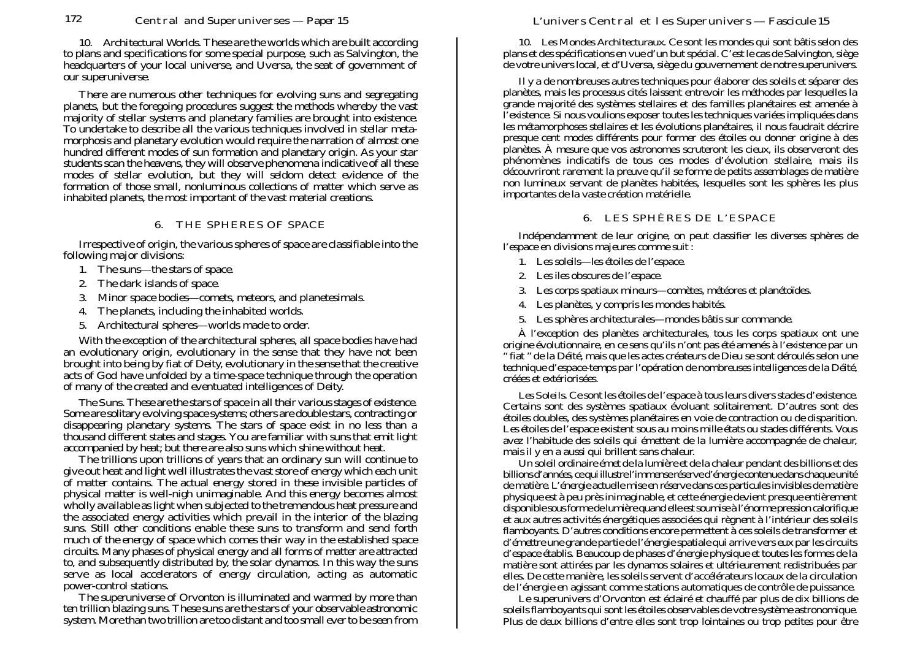10. *Architectural Worlds.* These are the worlds which are built according to plans and specifications for some special purpose, such as Salvington, the headquarters of your local universe, and Uversa, the seat of government of our superuniverse.

There are numerous other techniques for evolving suns and segregating planets, but the foregoing procedures suggest the methods whereby the vast majority of stellar systems and planetary families are brought into existence. To undertake to describe all the various techniques involved in stellar metamorphosis and planetary evolution would require the narration of almost one hundred different modes of sun formation and planetary origin. As your star students scan the heavens, they will observe phenomena indicative of all these modes of stellar evolution, but they will seldom detect evidence of the formation of those small, nonluminous collections of matter which serve as inhabited planets, the most important of the vast material creations.

## 6. THE SPHERES OF SPACE

Irrespective of origin, the various spheres of space are classifiable into the following major divisions:

1. The suns—the stars of space.
2. The dark islands of space.
3. Minor space bodies—comets, meteors, and planetesimals.
4. The planets, including the inhabited worlds.
5. Architectural spheres—worlds made to order.

With the exception of the architectural spheres, all space bodies have had an evolutionary origin, evolutionary in the sense that they have not been brought into being by fiat of Deity, evolutionary in the sense that the creative acts of God have unfolded by a time-space technique through the operation of many of the created and eventuated intelligences of Deity.

*The Suns.* These are the stars of space in all their various stages of existence. Some are solitary evolving space systems; others are double stars, contracting or disappearing planetary systems. The stars of space exist in no less than a thousand different states and stages. You are familiar with suns that emit light accompanied by heat; but there are also suns which shine without heat.

The trillions upon trillions of years that an ordinary sun will continue to give out heat and light well illustrates the vast store of energy which each unit of matter contains. The actual energy stored in these invisible particles of physical matter is well-nigh unimaginable. And this energy becomes almost wholly available as light when subjected to the tremendous heat pressure and the associated energy activities which prevail in the interior of the blazing suns. Still other conditions enable these suns to transform and send forth much of the energy of space which comes their way in the established space circuits. Many phases of physical energy and all forms of matter are attracted to, and subsequently distributed by, the solar dynamos. In this way the suns serve as local accelerators of energy circulation, acting as automatic power-control stations.

The superuniverse of Orvonton is illuminated and warmed by more than ten trillion blazing suns. These suns are the stars of your observable astronomic system. More than two trillion are too distant and too small ever to be seen from

10. *Les Mondes Architecturaux.* Ce sont les mondes qui sont bâtis selon des plans et des spécifications en vue d'un but spécial. C'est le cas de Salvington, siège de votre univers local, et d'Uversa, siège du gouvernement de notre superunivers.

Il y a de nombreuses autres techniques pour élaborer des soleils et séparer des planètes, mais les processus cités laissent entrevoir les méthodes par lesquelles la grande majorité des systèmes stellaires et des familles planétaires est amenée à l'existence. Si nous voulions exposer toutes les techniques variées impliquées dans les métamorphoses stellaires et les évolutions planétaires, il nous faudrait décrire presque cent modes différents pour former des étoiles ou donner origine à des planètes. À mesure que vos astronomes scruteront les cieux, ils observeront des phénomènes indicatifs de tous ces modes d'évolution stellaire, mais ils découvriront rarement la preuve qu'il se forme de petits assemblages de matière non lumineux servant de planètes habitées, lesquelles sont les sphères les plus importantes de la vaste création matérielle.

## 6. LES SPHÈRES DE L'ESPACE

Indépendamment de leur origine, on peut classifier les diverses sphères de l'espace en divisions majeures comme suit :

1. Les soleils—les étoiles de l'espace.
2. Les iles obscures de l'espace.
3. Les corps spatiaux mineurs—comètes, météores et planétoïdes.
4. Les planètes, y compris les mondes habités.
5. Les sphères architecturales—mondes bâtis sur commande.

À l'exception des planètes architecturales, tous les corps spatiaux ont une origine évolutionnaire, en ce sens qu'ils n'ont pas été amenés à l'existence par un "fiat" de la Déité, mais que les actes créateurs de Dieu se sont déroulés selon une technique d'espace-temps par l'opération de nombreuses intelligences de la Déité, créées et extériorisées.

*Les Soleils.* Ce sont les étoiles de l'espace à tous leurs divers stades d'existence. Certains sont des systèmes spatiaux évoluant solitairement. D'autres sont des étoiles doubles, des systèmes planétaires en voie de contraction ou de disparition. Les étoiles de l'espace existent sous au moins mille états ou stades différents. Vous avez l'habitude des soleils qui émettent de la lumière accompagnée de chaleur, mais il y en a aussi qui brillent sans chaleur.

Un soleil ordinaire émet de la lumière et de la chaleur pendant des billions et des billions d'années, ce qui illustre l'immense réserve d'énergie contenue dans chaque unité de matière. L'énergie actuelle mise en réserve dans ces particules invisibles de matière physique est à peu près inimaginable, et cette énergie devient presque entièrement disponible sous forme de lumière quand elle est soumise à l'énorme pression calorifique et aux autres activités énergétiques associées qui règnent à l'intérieur des soleils flamboyants. D'autres conditions encore permettent à ces soleils de transformer et d'émettre une grande partie de l'énergie spatiale qui arrive vers eux par les circuits d'espace établis. Beaucoup de phases d'énergie physique et toutes les formes de la matière sont attirées par les dynamos solaires et ultérieurement redistribuées par elles. De cette manière, les soleils servent d'accélérateurs locaux de la circulation de l'énergie en agissant comme stations automatiques de contrôle de puissance.

Le superunivers d'Orvonton est éclairé et chauffé par plus de dix billions de soleils flamboyants qui sont les étoiles observables de votre système astronomique. Plus de deux billions d'entre elles sont trop lointaines ou trop petites pour être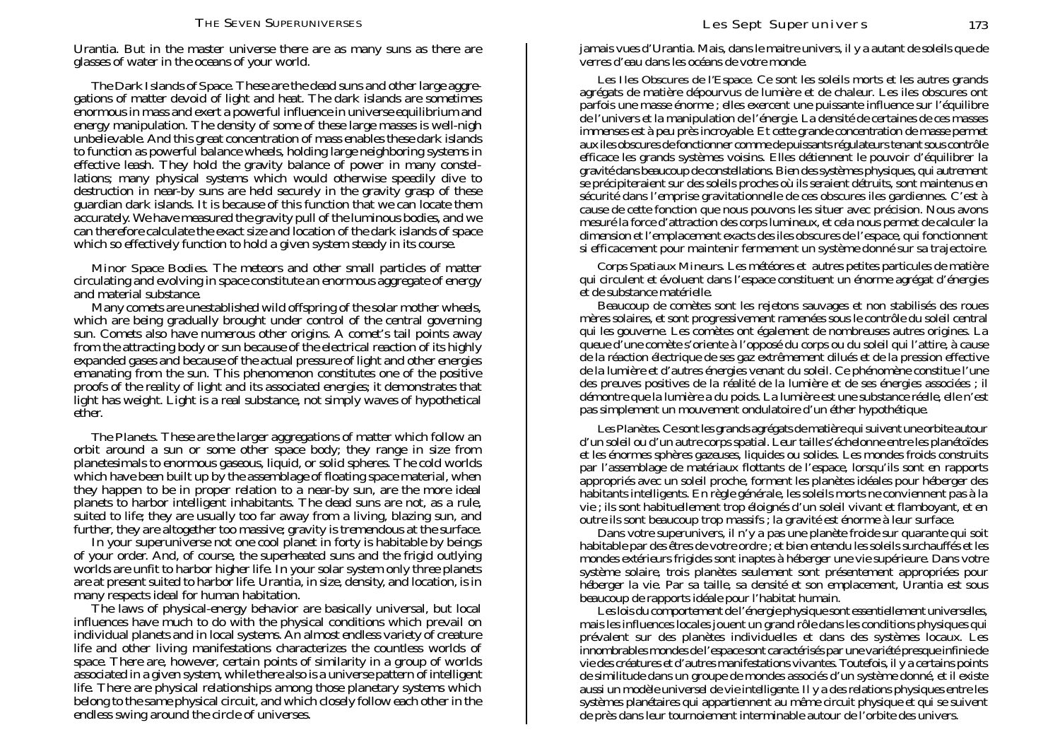Urantia. But in the master universe there are as many suns as there are glasses of water in the oceans of your world.

*The Dark Islands of Space.* These are the dead suns and other large aggregations of matter devoid of light and heat. The dark islands are sometimes enormous in mass and exert a powerful influence in universe equilibrium and energy manipulation. The density of some of these large masses is well-nigh unbelievable. And this great concentration of mass enables these dark islands to function as powerful balance wheels, holding large neighboring systems in effective leash. They hold the gravity balance of power in many constellations; many physical systems which would otherwise speedily dive to destruction in near-by suns are held securely in the gravity grasp of these guardian dark islands. It is because of this function that we can locate them accurately. We have measured the gravity pull of the luminous bodies, and we can therefore calculate the exact size and location of the dark islands of space which so effectively function to hold a given system steady in its course.

*Minor Space Bodies.* The meteors and other small particles of matter circulating and evolving in space constitute an enormous aggregate of energy and material substance.

Many comets are unestablished wild offspring of the solar mother wheels, which are being gradually brought under control of the central governing sun. Comets also have numerous other origins. A comet's tail points away from the attracting body or sun because of the electrical reaction of its highly expanded gases and because of the actual pressure of light and other energies emanating from the sun. This phenomenon constitutes one of the positive proofs of the reality of light and its associated energies; it demonstrates that light has weight. Light is a real substance, not simply waves of hypothetical ether.

*The Planets.* These are the larger aggregations of matter which follow an orbit around a sun or some other space body; they range in size from planetesimals to enormous gaseous, liquid, or solid spheres. The cold worlds which have been built up by the assemblage of floating space material, when they happen to be in proper relation to a near-by sun, are the more ideal planets to harbor intelligent inhabitants. The dead suns are not, as a rule, suited to life; they are usually too far away from a living, blazing sun, and further, they are altogether too massive; gravity is tremendous at the surface.

In your superuniverse not one cool planet in forty is habitable by beings of your order. And, of course, the superheated suns and the frigid outlying worlds are unfit to harbor higher life. In your solar system only three planets are at present suited to harbor life. Urantia, in size, density, and location, is in many respects ideal for human habitation.

The laws of physical-energy behavior are basically universal, but local influences have much to do with the physical conditions which prevail on individual planets and in local systems. An almost endless variety of creature life and other living manifestations characterizes the countless worlds of space. There are, however, certain points of similarity in a group of worlds associated in a given system, while there also is a universe pattern of intelligent life. There are physical relationships among those planetary systems which belong to the same physical circuit, and which closely follow each other in the endless swing around the circle of universes.

jamais vues d'Urantia. Mais, dans le maitre univers, il y a autant de soleils que de verres d'eau dans les océans de votre monde.

*Les Iles Obscures de l'Espace.* Ce sont les soleils morts et les autres grands agrégats de matière dépourvus de lumière et de chaleur. Les iles obscures ont parfois une masse énorme ; elles exercent une puissante influence sur l'équilibre de l'univers et la manipulation de l'énergie. La densité de certaines de ces masses immenses est à peu près incroyable. Et cette grande concentration de masse permet aux iles obscures de fonctionner comme de puissants régulateurs tenant sous contrôle efficace les grands systèmes voisins. Elles détiennent le pouvoir d'équilibrer la gravité dans beaucoup de constellations. Bien des systèmes physiques, qui autrement se précipiteraient sur des soleils proches où ils seraient détruits, sont maintenus en sécurité dans l'emprise gravitationnelle de ces obscures iles gardiennes. C'est à cause de cette fonction que nous pouvons les situer avec précision. Nous avons mesuré la force d'attraction des corps lumineux, et cela nous permet de calculer la dimension et l'emplacement exacts des iles obscures de l'espace, qui fonctionnent si efficacement pour maintenir fermement un système donné sur sa trajectoire.

*Corps Spatiaux Mineurs.* Les météores et autres petites particules de matière qui circulent et évoluent dans l'espace constituent un énorme agrégat d'énergies et de substance matérielle.

Beaucoup de comètes sont les rejetons sauvages et non stabilisés des roues mères solaires, et sont progressivement ramenées sous le contrôle du soleil central qui les gouverne. Les comètes ont également de nombreuses autres origines. La queue d'une comète s'oriente à l'opposé du corps ou du soleil qui l'attire, à cause de la réaction électrique de ses gaz extrêmement dilués et de la pression effective de la lumière et d'autres énergies venant du soleil. Ce phénomène constitue l'une des preuves positives de la réalité de la lumière et de ses énergies associées ; il démontre que la lumière a du poids. La lumière est une substance réelle, elle n'est pas simplement un mouvement ondulatoire d'un éther hypothétique.

*Les Planètes.* Ce sont les grands agrégats de matière qui suivent une orbite autour d'un soleil ou d'un autre corps spatial. Leur taille s'échelonne entre les planétoïdes et les énormes sphères gazeuses, liquides ou solides. Les mondes froids construits par l'assemblage de matériaux flottants de l'espace, lorsqu'ils sont en rapports appropriés avec un soleil proche, forment les planètes idéales pour héberger des habitants intelligents. En règle générale, les soleils morts ne conviennent pas à la vie ; ils sont habituellement trop éloignés d'un soleil vivant et flamboyant, et en outre ils sont beaucoup trop massifs ; la gravité est énorme à leur surface.

Dans votre superunivers, il n'y a pas une planète froide sur quarante qui soit habitable par des êtres de votre ordre ; et bien entendu les soleils surchauffés et les mondes extérieurs frigides sont inaptes à héberger une vie supérieure. Dans votre système solaire, trois planètes seulement sont présentement appropriées pour héberger la vie. Par sa taille, sa densité et son emplacement, Urantia est sous beaucoup de rapports idéale pour l'habitat humain.

Les lois du comportement de l'énergie physique sont essentiellement universelles, mais les influences locales jouent un grand rôle dans les conditions physiques qui prévalent sur des planètes individuelles et dans des systèmes locaux. Les innombrables mondes de l'espace sont caractérisés par une variété presque infinie de vie des créatures et d'autres manifestations vivantes. Toutefois, il y a certains points de similitude dans un groupe de mondes associés d'un système donné, et il existe aussi un modèle universel de vie intelligente. Il y a des relations physiques entre les systèmes planétaires qui appartiennent au même circuit physique et qui se suivent de près dans leur tournoiement interminable autour de l'orbite des univers.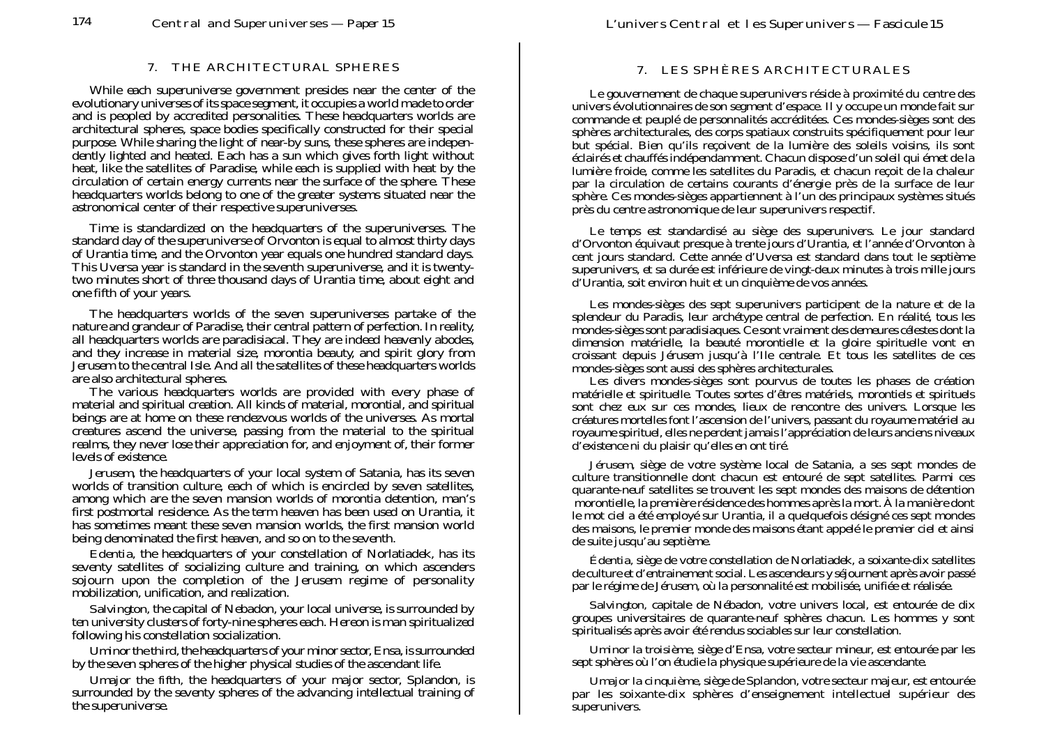## 7. THE ARCHITECTURAL SPHERES

While each superuniverse government presides near the center of the evolutionary universes of its space segment, it occupies a world made to order and is peopled by accredited personalities. These headquarters worlds are architectural spheres, space bodies specifically constructed for their special purpose. While sharing the light of near-by suns, these spheres are independently lighted and heated. Each has a sun which gives forth light without heat, like the satellites of Paradise, while each is supplied with heat by the circulation of certain energy currents near the surface of the sphere. These headquarters worlds belong to one of the greater systems situated near the astronomical center of their respective superuniverses.

Time is standardized on the headquarters of the superuniverses. The standard day of the superuniverse of Orvonton is equal to almost thirty days of Urantia time, and the Orvonton year equals one hundred standard days. This Uversa year is standard in the seventh superuniverse, and it is twenty-two minutes short of three thousand days of Urantia time, about eight and one fifth of your years.

The headquarters worlds of the seven superuniverses partake of the nature and grandeur of Paradise, their central pattern of perfection. In reality, all headquarters worlds are paradisiacal. They are indeed heavenly abodes, and they increase in material size, morontia beauty, and spirit glory from Jerusem to the central Isle. And all the satellites of these headquarters worlds are also architectural spheres.

The various headquarters worlds are provided with every phase of material and spiritual creation. All kinds of material, morontial, and spiritual beings are at home on these rendezvous worlds of the universes. As mortal creatures ascend the universe, passing from the material to the spiritual realms, they never lose their appreciation for, and enjoyment of, their former levels of existence.

Jerusem, the headquarters of your local system of Satania, has its seven worlds of transition culture, each of which is encircled by seven satellites, among which are the seven mansion worlds of morontia detention, man's first postmortal residence. As the term heaven has been used on Urantia, it has sometimes meant these seven mansion worlds, the first mansion world being denominated the first heaven, and so on to the seventh.

Edentia, the headquarters of your constellation of Norlatiadek, has its seventy satellites of socializing culture and training, on which ascenders sojourn upon the completion of the Jerusem regime of personality mobilization, unification, and realization.

Salvington, the capital of Nebadon, your local universe, is surrounded by ten university clusters of forty-nine spheres each. Hereon is man spiritualized following his constellation socialization.

Uminor the third, the headquarters of your minor sector, Ensa, is surrounded by the seven spheres of the higher physical studies of the ascendant life.

Umajor the fifth, the headquarters of your major sector, Splandon, is surrounded by the seventy spheres of the advancing intellectual training of the superuniverse.

## 7. LES SPHÈRES ARCHITECTURALES

Le gouvernement de chaque superunivers réside à proximité du centre des univers évolutionnaires de son segment d'espace. Il y occupe un monde fait sur commande et peuplé de personnalités accréditées. Ces mondes-sièges sont des sphères architecturales, des corps spatiaux construits spécifiquement pour leur but spécial. Bien qu'ils reçoivent de la lumière des soleils voisins, ils sont éclairés et chauffés indépendamment. Chacun dispose d'un soleil qui émet de la lumière froide, comme les satellites du Paradis, et chacun reçoit de la chaleur par la circulation de certains courants d'énergie près de la surface de leur sphère. Ces mondes-sièges appartiennent à l'un des principaux systèmes situés près du centre astronomique de leur superunivers respectif.

Le temps est standardisé au siège des superunivers. Le jour standard d'Orvonton équivaut presque à trente jours d'Urantia, et l'année d'Orvonton à cent jours standard. Cette année d'Uversa est standard dans tout le septième superunivers, et sa durée est inférieure de vingt-deux minutes à trois mille jours d'Urantia, soit environ huit et un cinquième de vos années.

Les mondes-sièges des sept superunivers participent de la nature et de la splendeur du Paradis, leur archétype central de perfection. En réalité, tous les mondes-sièges sont paradisiaques. Ce sont vraiment des demeures célestes dont la dimension matérielle, la beauté morontielle et la gloire spirituelle vont en croissant depuis Jérusem jusqu'à l'Ile centrale. Et tous les satellites de ces mondes-sièges sont aussi des sphères architecturales.

Les divers mondes-sièges sont pourvus de toutes les phases de création matérielle et spirituelle. Toutes sortes d'êtres matériels, morontiels et spirituels sont chez eux sur ces mondes, lieux de rencontre des univers. Lorsque les créatures mortelles font l'ascension de l'univers, passant du royaume matériel au royaume spirituel, elles ne perdent jamais l'appréciation de leurs anciens niveaux d'existence ni du plaisir qu'elles en ont tiré.

Jérusem, siège de votre système local de Satania, a ses sept mondes de culture transitionnelle dont chacun est entouré de sept satellites. Parmi ces quarante-neuf satellites se trouvent les sept mondes des maisons de détention morontielle, la première résidence des hommes après la mort. À la manière dont le mot ciel a été employé sur Urantia, il a quelquefois désigné ces sept mondes des maisons, le premier monde des maisons étant appelé le premier ciel et ainsi de suite jusqu'au septième.

Édentia, siège de votre constellation de Norlatiadek, a soixante-dix satellites de culture et d'entrainement social. Les ascendeurs y séjournent après avoir passé par le régime de Jérusem, où la personnalité est mobilisée, unifiée et réalisée.

Salvington, capitale de Nébadon, votre univers local, est entourée de dix groupes universitaires de quarante-neuf sphères chacun. Les hommes y sont spiritualisés après avoir été rendus sociables sur leur constellation.

Uminor la troisième, siège d'Ensa, votre secteur mineur, est entourée par les sept sphères où l'on étudie la physique supérieure de la vie ascendante.

Umajor la cinquième, siège de Splandon, votre secteur majeur, est entourée par les soixante-dix sphères d'enseignement intellectuel supérieur des superunivers.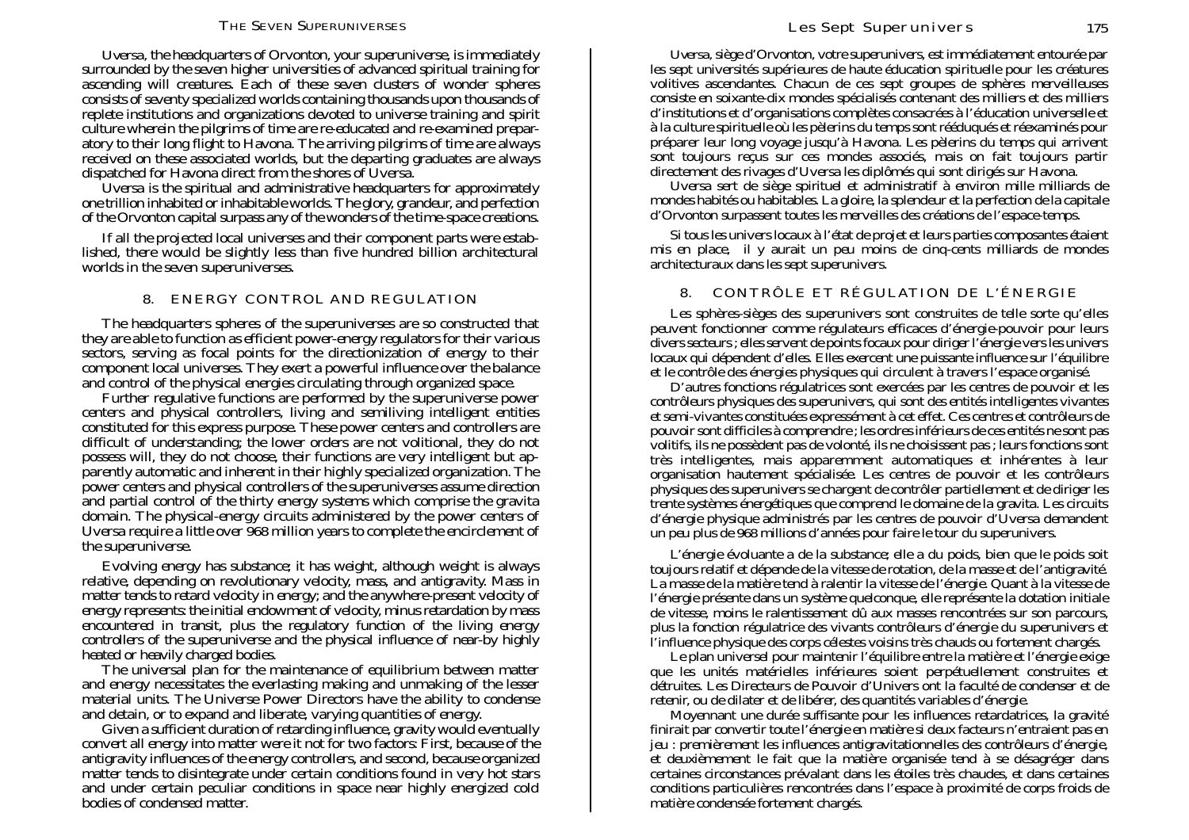Uversa, the headquarters of Orvonton, your superuniverse, is immediately surrounded by the seven higher universities of advanced spiritual training for ascending will creatures. Each of these seven clusters of wonder spheres consists of seventy specialized worlds containing thousands upon thousands of replete institutions and organizations devoted to universe training and spirit culture wherein the pilgrims of time are re-educated and re-examined preparatory to their long flight to Havona. The arriving pilgrims of time are always received on these associated worlds, but the departing graduates are always dispatched for Havona direct from the shores of Uversa.

Uversa is the spiritual and administrative headquarters for approximately one trillion inhabited or inhabitable worlds. The glory, grandeur, and perfection of the Orvonton capital surpass any of the wonders of the time-space creations.

If all the projected local universes and their component parts were established, there would be slightly less than five hundred billion architectural worlds in the seven superuniverses.

## 8. ENERGY CONTROL AND REGULATION

The headquarters spheres of the superuniverses are so constructed that they are able to function as efficient power-energy regulators for their various sectors, serving as focal points for the directionization of energy to their component local universes. They exert a powerful influence over the balance and control of the physical energies circulating through organized space.

Further regulative functions are performed by the superuniverse power centers and physical controllers, living and semiliving intelligent entities constituted for this express purpose. These power centers and controllers are difficult of understanding; the lower orders are not volitional, they do not possess will, they do not choose, their functions are very intelligent but apparently automatic and inherent in their highly specialized organization. The power centers and physical controllers of the superuniverses assume direction and partial control of the thirty energy systems which comprise the gravita domain. The physical-energy circuits administered by the power centers of Uversa require a little over 968 million years to complete the encirclement of the superuniverse.

Evolving energy has substance; it has weight, although weight is always relative, depending on revolutionary velocity, mass, and antigravity. Mass in matter tends to retard velocity in energy; and the anywhere-present velocity of energy represents: the initial endowment of velocity, minus retardation by mass encountered in transit, plus the regulatory function of the living energy controllers of the superuniverse and the physical influence of near-by highly heated or heavily charged bodies.

The universal plan for the maintenance of equilibrium between matter and energy necessitates the everlasting making and unmaking of the lesser material units. The Universe Power Directors have the ability to condense and detain, or to expand and liberate, varying quantities of energy.

Given a sufficient duration of retarding influence, gravity would eventually convert all energy into matter were it not for two factors: First, because of the antigravity influences of the energy controllers, and second, because organized matter tends to disintegrate under certain conditions found in very hot stars and under certain peculiar conditions in space near highly energized cold bodies of condensed matter.

Uversa, siège d'Orvonton, votre superunivers, est immédiatement entourée par les sept universités supérieures de haute éducation spirituelle pour les créatures volitives ascendantes. Chacun de ces sept groupes de sphères merveilleuses consiste en soixante-dix mondes spécialisés contenant des milliers et des milliers d'institutions et d'organisations complètes consacrées à l'éducation universelle et à la culture spirituelle où les pèlerins du temps sont rééduqués et réexaminés pour préparer leur long voyage jusqu'à Havona. Les pèlerins du temps qui arrivent sont toujours reçus sur ces mondes associés, mais on fait toujours partir directement des rivages d'Uversa les diplômés qui sont dirigés sur Havona.

Uversa sert de siège spirituel et administratif à environ mille milliards de mondes habités ou habitables. La gloire, la splendeur et la perfection de la capitale d'Orvonton surpassent toutes les merveilles des créations de l'espace-temps.

Si tous les univers locaux à l'état de projet et leurs parties composantes étaient mis en place, il y aurait un peu moins de cinq-cents milliards de mondes architecturaux dans les sept superunivers.

## 8. CONTRÔLE ET RÉGULATION DE L'ÉNERGIE

Les sphères-sièges des superunivers sont construites de telle sorte qu'elles peuvent fonctionner comme régulateurs efficaces d'énergie-pouvoir pour leurs divers secteurs ; elles servent de points focaux pour diriger l'énergie vers les univers locaux qui dépendent d'elles. Elles exercent une puissante influence sur l'équilibre et le contrôle des énergies physiques qui circulent à travers l'espace organisé.

D'autres fonctions régulatrices sont exercées par les centres de pouvoir et les contrôleurs physiques des superunivers, qui sont des entités intelligentes vivantes et semi-vivantes constituées expressément à cet effet. Ces centres et contrôleurs de pouvoir sont difficiles à comprendre ; les ordres inférieurs de ces entités ne sont pas volitifs, ils ne possèdent pas de volonté, ils ne choisissent pas ; leurs fonctions sont très intelligentes, mais apparemment automatiques et inhérentes à leur organisation hautement spécialisée. Les centres de pouvoir et les contrôleurs physiques des superunivers se chargent de contrôler partiellement et de diriger les trente systèmes énergétiques que comprend le domaine de la gravita. Les circuits d'énergie physique administrés par les centres de pouvoir d'Uversa demandent un peu plus de 968 millions d'années pour faire le tour du superunivers.

L'énergie évoluante a de la substance; elle a du poids, bien que le poids soit toujours relatif et dépende de la vitesse de rotation, de la masse et de l'antigravité. La masse de la matière tend à ralentir la vitesse de l'énergie. Quant à la vitesse de l'énergie présente dans un système quelconque, elle représente la dotation initiale de vitesse, moins le ralentissement dû aux masses rencontrées sur son parcours, plus la fonction régulatrice des vivants contrôleurs d'énergie du superunivers et l'influence physique des corps célestes voisins très chauds ou fortement chargés.

Le plan universel pour maintenir l'équilibre entre la matière et l'énergie exige que les unités matérielles inférieures soient perpétuellement construites et détruites. Les Directeurs de Pouvoir d'Univers ont la faculté de condenser et de retenir, ou de dilater et de libérer, des quantités variables d'énergie.

Moyennant une durée suffisante pour les influences retardatrices, la gravité finirait par convertir toute l'énergie en matière si deux facteurs n'entraient pas en jeu : premièrement les influences antigravitationnelles des contrôleurs d'énergie, et deuxièmement le fait que la matière organisée tend à se désagréger dans certaines circonstances prévalant dans les étoiles très chaudes, et dans certaines conditions particulières rencontrées dans l'espace à proximité de corps froids de matière condensée fortement chargés.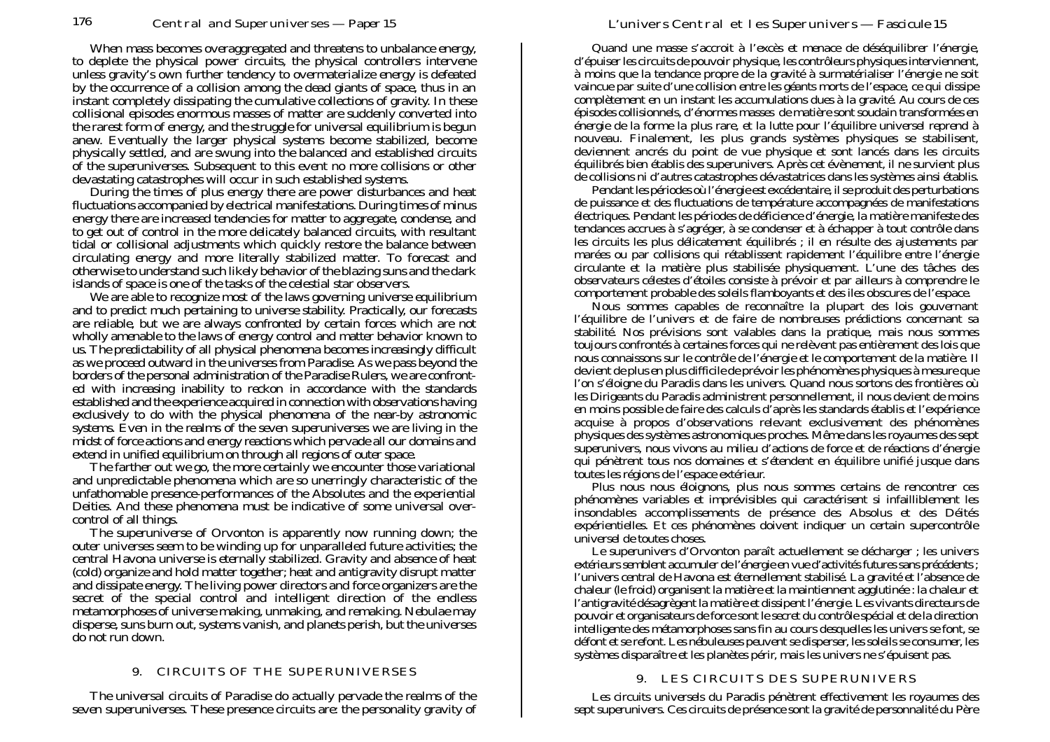When mass becomes overaggregated and threatens to unbalance energy, to deplete the physical power circuits, the physical controllers intervene unless gravity's own further tendency to overmaterialize energy is defeated by the occurrence of a collision among the dead giants of space, thus in an instant completely dissipating the cumulative collections of gravity. In these collisional episodes enormous masses of matter are suddenly converted into the rarest form of energy, and the struggle for universal equilibrium is begun anew. Eventually the larger physical systems become stabilized, become physically settled, and are swung into the balanced and established circuits of the superuniverses. Subsequent to this event no more collisions or other devastating catastrophes will occur in such established systems.

During the times of plus energy there are power disturbances and heat fluctuations accompanied by electrical manifestations. During times of minus energy there are increased tendencies for matter to aggregate, condense, and to get out of control in the more delicately balanced circuits, with resultant tidal or collisional adjustments which quickly restore the balance between circulating energy and more literally stabilized matter. To forecast and otherwise to understand such likely behavior of the blazing suns and the dark islands of space is one of the tasks of the celestial star observers.

We are able to recognize most of the laws governing universe equilibrium and to predict much pertaining to universe stability. Practically, our forecasts are reliable, but we are always confronted by certain forces which are not wholly amenable to the laws of energy control and matter behavior known to us. The predictability of all physical phenomena becomes increasingly difficult as we proceed outward in the universes from Paradise. As we pass beyond the borders of the personal administration of the Paradise Rulers, we are confronted with increasing inability to reckon in accordance with the standards established and the experience acquired in connection with observations having exclusively to do with the physical phenomena of the near-by astronomic systems. Even in the realms of the seven superuniverses we are living in the midst of force actions and energy reactions which pervade all our domains and extend in unified equilibrium on through all regions of outer space.

The farther out we go, the more certainly we encounter those variational and unpredictable phenomena which are so unerringly characteristic of the unfathomable presence-performances of the Absolutes and the experiential Deities. And these phenomena must be indicative of some universal overcontrol of all things.

The superuniverse of Orvonton is apparently now running down; the outer universes seem to be winding up for unparalleled future activities; the central Havona universe is eternally stabilized. Gravity and absence of heat (cold) organize and hold matter together; heat and antigravity disrupt matter and dissipate energy. The living power directors and force organizers are the secret of the special control and intelligent direction of the endless metamorphoses of universe making, unmaking, and remaking. Nebulae may disperse, suns burn out, systems vanish, and planets perish, but the universes do not run down.

## 9. CIRCUITS OF THE SUPERUNIVERSES

The universal circuits of Paradise do actually pervade the realms of the seven superuniverses. These presence circuits are: the personality gravity of

---

Quand une masse s'accroit à l'excès et menace de déséquilibrer l'énergie, d'épuiser les circuits de pouvoir physique, les contrôleurs physiques interviennent, à moins que la tendance propre de la gravité à surmatérialiser l'énergie ne soit vaincue par suite d'une collision entre les géants morts de l'espace, ce qui dissipe complètement en un instant les accumulations dues à la gravité. Au cours de ces épisodes collisionnels, d'énormes masses de matière sont soudain transformées en énergie de la forme la plus rare, et la lutte pour l'équilibre universel reprend à nouveau. Finalement, les plus grands systèmes physiques se stabilisent, deviennent ancrés du point de vue physique et sont lancés dans les circuits équilibrés bien établis des superunivers. Après cet évènement, il ne survient plus de collisions ni d'autres catastrophes dévastatrices dans les systèmes ainsi établis.

Pendant les périodes où l'énergie est excédentaire, il se produit des perturbations de puissance et des fluctuations de température accompagnées de manifestations électriques. Pendant les périodes de déficience d'énergie, la matière manifeste des tendances accrues à s'agréger, à se condenser et à échapper à tout contrôle dans les circuits les plus délicatement équilibrés ; il en résulte des ajustements par marées ou par collisions qui rétablissent rapidement l'équilibre entre l'énergie circulante et la matière plus stabilisée physiquement. L'une des tâches des observateurs célestes d'étoiles consiste à prévoir et par ailleurs à comprendre le comportement probable des soleils flamboyants et des iles obscures de l'espace.

Nous sommes capables de reconnaître la plupart des lois gouvernant l'équilibre de l'univers et de faire de nombreuses prédictions concernant sa stabilité. Nos prévisions sont valables dans la pratique, mais nous sommes toujours confrontés à certaines forces qui ne relèvent pas entièrement des lois que nous connaissons sur le contrôle de l'énergie et le comportement de la matière. Il devient de plus en plus difficile de prévoir les phénomènes physiques à mesure que l'on s'éloigne du Paradis dans les univers. Quand nous sortons des frontières où les Dirigeants du Paradis administrent personnellement, il nous devient de moins en moins possible de faire des calculs d'après les standards établis et l'expérience acquise à propos d'observations relevant exclusivement des phénomènes physiques des systèmes astronomiques proches. Même dans les royaumes des sept superunivers, nous vivons au milieu d'actions de force et de réactions d'énergie qui pénètrent tous nos domaines et s'étendent en équilibre unifié jusque dans toutes les régions de l'espace extérieur.

Plus nous nous éloignons, plus nous sommes certains de rencontrer ces phénomènes variables et imprévisibles qui caractérisent si infailliblement les insondables accomplissements de présence des Absolus et des Déités expérientielles. Et ces phénomènes doivent indiquer un certain supercontrôle universel de toutes choses.

Le superunivers d'Orvonton paraît actuellement se décharger ; les univers extérieurs semblent accumuler de l'énergie en vue d'activités futures sans précédents ; l'univers central de Havona est éternellement stabilisé. La gravité et l'absence de chaleur (le froid) organisent la matière et la maintiennent agglutinée : la chaleur et l'antigravité désagrègent la matière et dissipent l'énergie. Les vivants directeurs de pouvoir et organisateurs de force sont le secret du contrôle spécial et de la direction intelligente des métamorphoses sans fin au cours desquelles les univers se font, se défont et se refont. Les nébuleuses peuvent se disperser, les soleils se consumer, les systèmes disparaître et les planètes périr, mais les univers ne s'épuisent pas.

## 9. LES CIRCUITS DES SUPERUNIVERS

Les circuits universels du Paradis pénètrent effectivement les royaumes des sept superunivers. Ces circuits de présence sont la gravité de personnalité du Père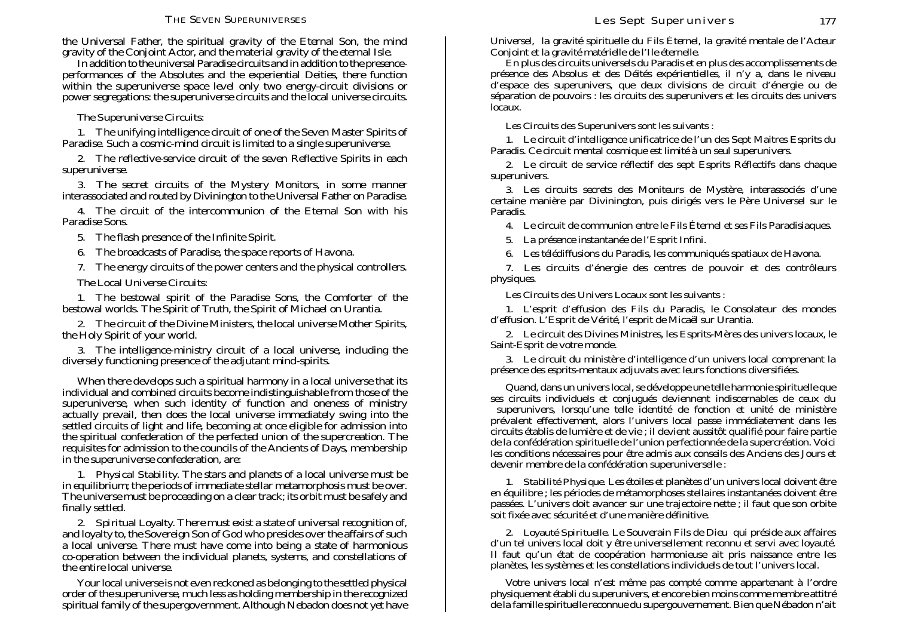the Universal Father, the spiritual gravity of the Eternal Son, the mind gravity of the Conjoint Actor, and the material gravity of the eternal Isle.

In addition to the universal Paradise circuits and in addition to the presence-performances of the Absolutes and the experiential Deities, there function within the superuniverse space level only two energy-circuit divisions or power segregations: the superuniverse circuits and the local universe circuits.

*The Superuniverse Circuits:*

1. The unifying intelligence circuit of one of the Seven Master Spirits of Paradise. Such a cosmic-mind circuit is limited to a single superuniverse.

2. The reflective-service circuit of the seven Reflective Spirits in each superuniverse.

3. The secret circuits of the Mystery Monitors, in some manner interassociated and routed by Divinington to the Universal Father on Paradise.

4. The circuit of the intercommunion of the Eternal Son with his Paradise Sons.

5. The flash presence of the Infinite Spirit.

6. The broadcasts of Paradise, the space reports of Havona.

7. The energy circuits of the power centers and the physical controllers.

*The Local Universe Circuits:*

1. The bestowal spirit of the Paradise Sons, the Comforter of the bestowal worlds. The Spirit of Truth, the Spirit of Michael on Urantia.

2. The circuit of the Divine Ministers, the local universe Mother Spirits, the Holy Spirit of your world.

3. The intelligence-ministry circuit of a local universe, including the diversely functioning presence of the adjutant mind-spirits.

When there develops such a spiritual harmony in a local universe that its individual and combined circuits become indistinguishable from those of the superuniverse, when such identity of function and oneness of ministry actually prevail, then does the local universe immediately swing into the settled circuits of light and life, becoming at once eligible for admission into the spiritual confederation of the perfected union of the supercreation. The requisites for admission to the councils of the Ancients of Days, membership in the superuniverse confederation, are:

1. *Physical Stability.* The stars and planets of a local universe must be in equilibrium; the periods of immediate stellar metamorphosis must be over. The universe must be proceeding on a clear track; its orbit must be safely and finally settled.

2. *Spiritual Loyalty.* There must exist a state of universal recognition of, and loyalty to, the Sovereign Son of God who presides over the affairs of such a local universe. There must have come into being a state of harmonious co-operation between the individual planets, systems, and constellations of the entire local universe.

Your local universe is not even reckoned as belonging to the settled physical order of the superuniverse, much less as holding membership in the recognized spiritual family of the supergovernment. Although Nebadon does not yet have

Universel, la gravité spirituelle du Fils Éternel, la gravité mentale de l'Acteur Conjoint et la gravité matérielle de l'Ile éternelle.

En plus des circuits universels du Paradis et en plus des accomplissements de présence des Absolus et des Déités expérientielles, il n'y a, dans le niveau d'espace des superunivers, que deux divisions de circuit d'énergie ou de séparation de pouvoirs : les circuits des superunivers et les circuits des univers locaux.

*Les Circuits des Superunivers sont les suivants :*

1. Le circuit d'intelligence unificatrice de l'un des Sept Maitres Esprits du Paradis. Ce circuit mental cosmique est limité à un seul superunivers.

2. Le circuit de service réflectif des sept Esprits Réflectifs dans chaque superunivers.

3. Les circuits secrets des Moniteurs de Mystère, interassociés d'une certaine manière par Divinington, puis dirigés vers le Père Universel sur le Paradis.

4. Le circuit de communion entre le Fils Éternel et ses Fils Paradisiaques.

5. La présence instantanée de l'Esprit Infini.

6. Les télédiffusions du Paradis, les communiqués spatiaux de Havona.

7. Les circuits d'énergie des centres de pouvoir et des contrôleurs physiques.

*Les Circuits des Univers Locaux sont les suivants :*

1. L'esprit d'effusion des Fils du Paradis, le Consolateur des mondes d'effusion. L'Esprit de Vérité, l'esprit de Micaël sur Urantia.

2. Le circuit des Divines Ministres, les Esprits-Mères des univers locaux, le Saint-Esprit de votre monde.

3. Le circuit du ministère d'intelligence d'un univers local comprenant la présence des esprits-mentaux adjuvats avec leurs fonctions diversifiées.

Quand, dans un univers local, se développe une telle harmonie spirituelle que ses circuits individuels et conjugués deviennent indiscernables de ceux du superunivers, lorsqu'une telle identité de fonction et unité de ministère prévalent effectivement, alors l'univers local passe immédiatement dans les circuits établis de lumière et de vie ; il devient aussitôt qualifié pour faire partie de la confédération spirituelle de l'union perfectionnée de la supercréation. Voici les conditions nécessaires pour être admis aux conseils des Anciens des Jours et devenir membre de la confédération superuniverselle :

1. *Stabilité Physique.* Les étoiles et planètes d'un univers local doivent être en équilibre ; les périodes de métamorphoses stellaires instantanées doivent être passées. L'univers doit avancer sur une trajectoire nette ; il faut que son orbite soit fixée avec sécurité et d'une manière définitive.

2. *Loyauté Spirituelle.* Le Souverain Fils de Dieu qui préside aux affaires d'un tel univers local doit y être universellement reconnu et servi avec loyauté. Il faut qu'un état de coopération harmonieuse ait pris naissance entre les planètes, les systèmes et les constellations individuels de tout l'univers local.

Votre univers local n'est même pas compté comme appartenant à l'ordre physiquement établi du superunivers, et encore bien moins comme membre attitré de la famille spirituelle reconnue du supergouvernement. Bien que Nébadon n'ait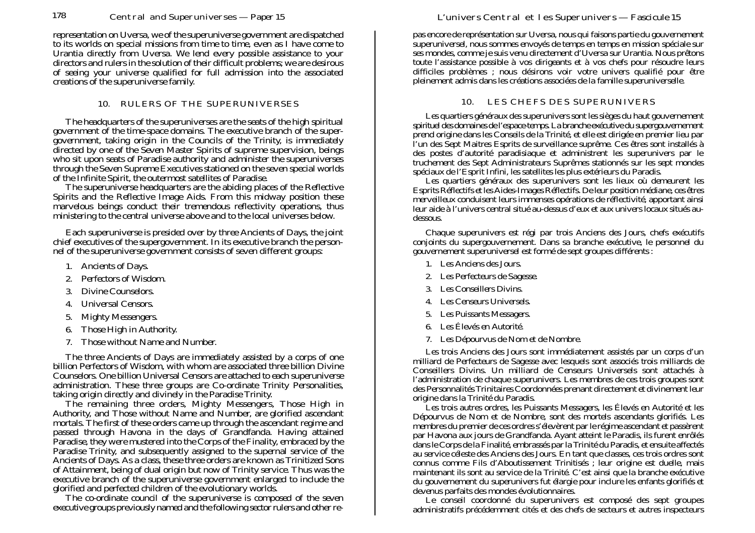representation on Uversa, we of the superuniverse government are dispatched to its worlds on special missions from time to time, even as I have come to Urantia directly from Uversa. We lend every possible assistance to your directors and rulers in the solution of their difficult problems; we are desirous of seeing your universe qualified for full admission into the associated creations of the superuniverse family.

## 10. RULERS OF THE SUPERUNIVERSES

The headquarters of the superuniverses are the seats of the high spiritual government of the time-space domains. The executive branch of the supergovernment, taking origin in the Councils of the Trinity, is immediately directed by one of the Seven Master Spirits of supreme supervision, beings who sit upon seats of Paradise authority and administer the superuniverses through the Seven Supreme Executives stationed on the seven special worlds of the Infinite Spirit, the outermost satellites of Paradise.

The superuniverse headquarters are the abiding places of the Reflective Spirits and the Reflective Image Aids. From this midway position these marvelous beings conduct their tremendous reflectivity operations, thus ministering to the central universe above and to the local universes below.

Each superuniverse is presided over by three Ancients of Days, the joint chief executives of the supergovernment. In its executive branch the personnel of the superuniverse government consists of seven different groups:

1. Ancients of Days.
2. Perfectors of Wisdom.
3. Divine Counselors.
4. Universal Censors.
5. Mighty Messengers.
6. Those High in Authority.
7. Those without Name and Number.

The three Ancients of Days are immediately assisted by a corps of one billion Perfectors of Wisdom, with whom are associated three billion Divine Counselors. One billion Universal Censors are attached to each superuniverse administration. These three groups are Co-ordinate Trinity Personalities, taking origin directly and divinely in the Paradise Trinity.

The remaining three orders, Mighty Messengers, Those High in Authority, and Those without Name and Number, are glorified ascendant mortals. The first of these orders came up through the ascendant regime and passed through Havona in the days of Grandfanda. Having attained Paradise, they were mustered into the Corps of the Finality, embraced by the Paradise Trinity, and subsequently assigned to the supernal service of the Ancients of Days. As a class, these three orders are known as Trinitized Sons of Attainment, being of dual origin but now of Trinity service. Thus was the executive branch of the superuniverse government enlarged to include the glorified and perfected children of the evolutionary worlds.

The co-ordinate council of the superuniverse is composed of the seven executive groups previously named and the following sector rulers and other re-

pas encore de représentation sur Uversa, nous qui faisons partie du gouvernement superuniversel, nous sommes envoyés de temps en temps en mission spéciale sur ses mondes, comme je suis venu directement d'Uversa sur Urantia. Nous prêtons toute l'assistance possible à vos dirigeants et à vos chefs pour résoudre leurs difficiles problèmes ; nous désirons voir votre univers qualifié pour être pleinement admis dans les créations associées de la famille superuniverselle.

## 10. LES CHEFS DES SUPERUNIVERS

Les quartiers généraux des superunivers sont les sièges du haut gouvernement spirituel des domaines de l'espace-temps. La branche exécutive du supergouvernement prend origine dans les Conseils de la Trinité, et elle est dirigée en premier lieu par l'un des Sept Maitres Esprits de surveillance suprême. Ces êtres sont installés à des postes d'autorité paradisiaque et administrent les superunivers par le truchement des Sept Administrateurs Suprêmes stationnés sur les sept mondes spéciaux de l'Esprit Infini, les satellites les plus extérieurs du Paradis.

Les quartiers généraux des superunivers sont les lieux où demeurent les Esprits Réflectifs et les Aides-Images Réflectifs. De leur position médiane, ces êtres merveilleux conduisent leurs immenses opérations de réflectivité, apportant ainsi leur aide à l'univers central situé au-dessus d'eux et aux univers locaux situés au-dessous.

Chaque superunivers est régi par trois Anciens des Jours, chefs exécutifs conjoints du supergouvernement. Dans sa branche exécutive, le personnel du gouvernement superuniversel est formé de sept groupes différents :

1. Les Anciens des Jours.
2. Les Perfecteurs de Sagesse.
3. Les Conseillers Divins.
4. Les Censeurs Universels.
5. Les Puissants Messagers.
6. Les Élevés en Autorité.
7. Les Dépourvus de Nom et de Nombre.

Les trois Anciens des Jours sont immédiatement assistés par un corps d'un milliard de Perfecteurs de Sagesse avec lesquels sont associés trois milliards de Conseillers Divins. Un milliard de Censeurs Universels sont attachés à l'administration de chaque superunivers. Les membres de ces trois groupes sont des Personnalités Trinitaires Coordonnées prenant directement et divinement leur origine dans la Trinité du Paradis.

Les trois autres ordres, les Puissants Messagers, les Élevés en Autorité et les Dépourvus de Nom et de Nombre, sont des mortels ascendants glorifiés. Les membres du premier de ces ordres s'élevèrent par le régime ascendant et passèrent par Havona aux jours de Grandfanda. Ayant atteint le Paradis, ils furent enrôlés dans le Corps de la Finalité, embrassés par la Trinité du Paradis, et ensuite affectés au service céleste des Anciens des Jours. En tant que classes, ces trois ordres sont connus comme Fils d'Aboutissement Trinitisés ; leur origine est duelle, mais maintenant ils sont au service de la Trinité. C'est ainsi que la branche exécutive du gouvernement du superunivers fut élargie pour inclure les enfants glorifiés et devenus parfaits des mondes évolutionnaires.

Le conseil coordonné du superunivers est composé des sept groupes administratifs précédemment cités et des chefs de secteurs et autres inspecteurs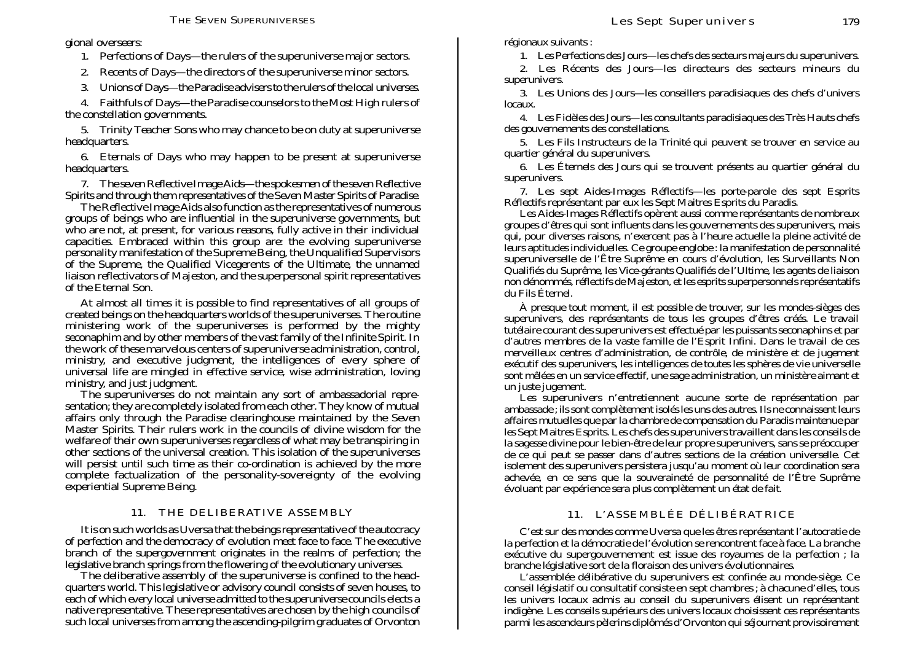gional overseers:

1. Perfections of Days—the rulers of the superuniverse major sectors.

2. Recents of Days—the directors of the superuniverse minor sectors.

3. Unions of Days—the Paradise advisers to the rulers of the local universes.

4. Faithfuls of Days—the Paradise counselors to the Most High rulers of the constellation governments.

5. Trinity Teacher Sons who may chance to be on duty at superuniverse headquarters.

6. Eternals of Days who may happen to be present at superuniverse headquarters.

7. The seven Reflective Image Aids—the spokesmen of the seven Reflective Spirits and through them representatives of the Seven Master Spirits of Paradise.

The Reflective Image Aids also function as the representatives of numerous groups of beings who are influential in the superuniverse governments, but who are not, at present, for various reasons, fully active in their individual capacities. Embraced within this group are: the evolving superuniverse personality manifestation of the Supreme Being, the Unqualified Supervisors of the Supreme, the Qualified Vicegerents of the Ultimate, the unnamed liaison reflectivators of Majeston, and the superpersonal spirit representatives of the Eternal Son.

At almost all times it is possible to find representatives of all groups of created beings on the headquarters worlds of the superuniverses. The routine ministering work of the superuniverses is performed by the mighty seconaphim and by other members of the vast family of the Infinite Spirit. In the work of these marvelous centers of superuniverse administration, control, ministry, and executive judgment, the intelligences of every sphere of universal life are mingled in effective service, wise administration, loving ministry, and just judgment.

The superuniverses do not maintain any sort of ambassadorial representation; they are completely isolated from each other. They know of mutual affairs only through the Paradise clearinghouse maintained by the Seven Master Spirits. Their rulers work in the councils of divine wisdom for the welfare of their own superuniverses regardless of what may be transpiring in other sections of the universal creation. This isolation of the superuniverses will persist until such time as their co-ordination is achieved by the more complete factualization of the personality-sovereignty of the evolving experiential Supreme Being.

## 11. THE DELIBERATIVE ASSEMBLY

It is on such worlds as Uversa that the beings representative of the autocracy of perfection and the democracy of evolution meet face to face. The executive branch of the supergovernment originates in the realms of perfection; the legislative branch springs from the flowering of the evolutionary universes.

The deliberative assembly of the superuniverse is confined to the headquarters world. This legislative or advisory council consists of seven houses, to each of which every local universe admitted to the superuniverse councils elects a native representative. These representatives are chosen by the high councils of such local universes from among the ascending-pilgrim graduates of Orvonton

régionaux suivants :

1. Les Perfections des Jours—les chefs des secteurs majeurs du superunivers.

2. Les Récents des Jours—les directeurs des secteurs mineurs du superunivers.

3. Les Unions des Jours—les conseillers paradisiaques des chefs d'univers locaux.

4. Les Fidèles des Jours—les consultants paradisiaques des Très Hauts chefs des gouvernements des constellations.

5. Les Fils Instructeurs de la Trinité qui peuvent se trouver en service au quartier général du superunivers.

6. Les Éternels des Jours qui se trouvent présents au quartier général du superunivers.

7. Les sept Aides-Images Réflectifs—les porte-parole des sept Esprits Réflectifs représentant par eux les Sept Maitres Esprits du Paradis.

Les Aides-Images Réflectifs opèrent aussi comme représentants de nombreux groupes d'êtres qui sont influents dans les gouvernements des superunivers, mais qui, pour diverses raisons, n'exercent pas à l'heure actuelle la pleine activité de leurs aptitudes individuelles. Ce groupe englobe : la manifestation de personnalité superuniverselle de l'Être Suprême en cours d'évolution, les Surveillants Non Qualifiés du Suprême, les Vice-gérants Qualifiés de l'Ultime, les agents de liaison non dénommés, réflectifs de Majeston, et les esprits superpersonnels représentatifs du Fils Éternel.

À presque tout moment, il est possible de trouver, sur les mondes-sièges des superunivers, des représentants de tous les groupes d'êtres créés. Le travail tutélaire courant des superunivers est effectué par les puissants seconaphins et par d'autres membres de la vaste famille de l'Esprit Infini. Dans le travail de ces merveilleux centres d'administration, de contrôle, de ministère et de jugement exécutif des superunivers, les intelligences de toutes les sphères de vie universelle sont mêlées en un service effectif, une sage administration, un ministère aimant et un juste jugement.

Les superunivers n'entretiennent aucune sorte de représentation par ambassade ; ils sont complètement isolés les uns des autres. Ils ne connaissent leurs affaires mutuelles que par la chambre de compensation du Paradis maintenue par les Sept Maitres Esprits. Les chefs des superunivers travaillent dans les conseils de la sagesse divine pour le bien-être de leur propre superunivers, sans se préoccuper de ce qui peut se passer dans d'autres sections de la création universelle. Cet isolement des superunivers persistera jusqu'au moment où leur coordination sera achevée, en ce sens que la souveraineté de personnalité de l'Être Suprême évoluant par expérience sera plus complètement un état de fait.

## 11. L'ASSEMBLÉE DÉLIBÉRATRICE

C'est sur des mondes comme Uversa que les êtres représentant l'autocratie de la perfection et la démocratie de l'évolution se rencontrent face à face. La branche exécutive du supergouvernement est issue des royaumes de la perfection ; la branche législative sort de la floraison des univers évolutionnaires.

L'assemblée délibérative du superunivers est confinée au monde-siège. Ce conseil législatif ou consultatif consiste en sept chambres ; à chacune d'elles, tous les univers locaux admis au conseil du superunivers élisent un représentant indigène. Les conseils supérieurs des univers locaux choisissent ces représentants parmi les ascendeurs pèlerins diplômés d'Orvonton qui séjournent provisoirement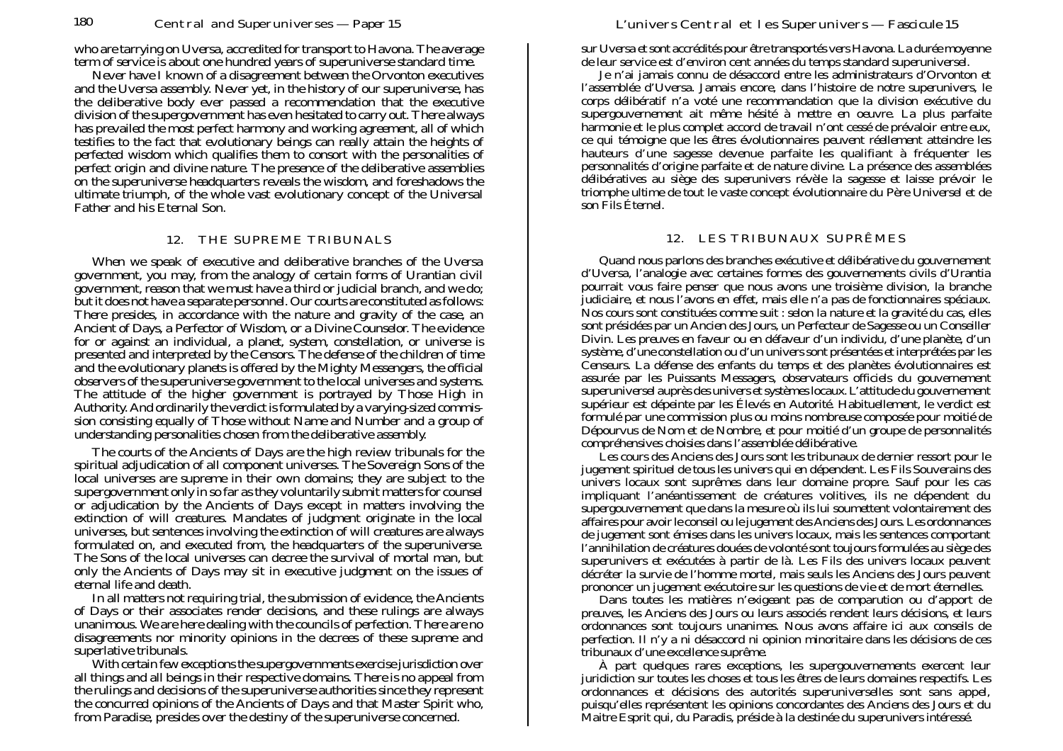who are tarrying on Uversa, accredited for transport to Havona. The average term of service is about one hundred years of superuniverse standard time.

Never have I known of a disagreement between the Orvonton executives and the Uversa assembly. Never yet, in the history of our superuniverse, has the deliberative body ever passed a recommendation that the executive division of the supergovernment has even hesitated to carry out. There always has prevailed the most perfect harmony and working agreement, all of which testifies to the fact that evolutionary beings can really attain the heights of perfected wisdom which qualifies them to consort with the personalities of perfect origin and divine nature. The presence of the deliberative assemblies on the superuniverse headquarters reveals the wisdom, and foreshadows the ultimate triumph, of the whole vast evolutionary concept of the Universal Father and his Eternal Son.

## 12. THE SUPREME TRIBUNALS

When we speak of executive and deliberative branches of the Uversa government, you may, from the analogy of certain forms of Urantian civil government, reason that we must have a third or judicial branch, and we do; but it does not have a separate personnel. Our courts are constituted as follows: There presides, in accordance with the nature and gravity of the case, an Ancient of Days, a Perfector of Wisdom, or a Divine Counselor. The evidence for or against an individual, a planet, system, constellation, or universe is presented and interpreted by the Censors. The defense of the children of time and the evolutionary planets is offered by the Mighty Messengers, the official observers of the superuniverse government to the local universes and systems. The attitude of the higher government is portrayed by Those High in Authority. And ordinarily the verdict is formulated by a varying-sized commission consisting equally of Those without Name and Number and a group of understanding personalities chosen from the deliberative assembly.

The courts of the Ancients of Days are the high review tribunals for the spiritual adjudication of all component universes. The Sovereign Sons of the local universes are supreme in their own domains; they are subject to the supergovernment only in so far as they voluntarily submit matters for counsel or adjudication by the Ancients of Days except in matters involving the extinction of will creatures. Mandates of judgment originate in the local universes, but sentences involving the extinction of will creatures are always formulated on, and executed from, the headquarters of the superuniverse. The Sons of the local universes can decree the survival of mortal man, but only the Ancients of Days may sit in executive judgment on the issues of eternal life and death.

In all matters not requiring trial, the submission of evidence, the Ancients of Days or their associates render decisions, and these rulings are always unanimous. We are here dealing with the councils of perfection. There are no disagreements nor minority opinions in the decrees of these supreme and superlative tribunals.

With certain few exceptions the supergovernments exercise jurisdiction over all things and all beings in their respective domains. There is no appeal from the rulings and decisions of the superuniverse authorities since they represent the concurred opinions of the Ancients of Days and that Master Spirit who, from Paradise, presides over the destiny of the superuniverse concerned.

sur Uversa et sont accrédités pour être transportés vers Havona. La durée moyenne de leur service est d'environ cent années du temps standard superuniversel.

Je n'ai jamais connu de désaccord entre les administrateurs d'Orvonton et l'assemblée d'Uversa. Jamais encore, dans l'histoire de notre superunivers, le corps délibératif n'a voté une recommandation que la division exécutive du supergouvernement ait même hésité à mettre en oeuvre. La plus parfaite harmonie et le plus complet accord de travail n'ont cessé de prévaloir entre eux, ce qui témoigne que les êtres évolutionnaires peuvent réellement atteindre les hauteurs d'une sagesse devenue parfaite les qualifiant à fréquenter les personnalités d'origine parfaite et de nature divine. La présence des assemblées délibératives au siège des superunivers révèle la sagesse et laisse prévoir le triomphe ultime de tout le vaste concept évolutionnaire du Père Universel et de son Fils Éternel.

## 12. LES TRIBUNAUX SUPRÊMES

Quand nous parlons des branches exécutive et délibérative du gouvernement d'Uversa, l'analogie avec certaines formes des gouvernements civils d'Urantia pourrait vous faire penser que nous avons une troisième division, la branche judiciaire, et nous l'avons en effet, mais elle n'a pas de fonctionnaires spéciaux. Nos cours sont constituées comme suit : selon la nature et la gravité du cas, elles sont présidées par un Ancien des Jours, un Perfecteur de Sagesse ou un Conseiller Divin. Les preuves en faveur ou en défaveur d'un individu, d'une planète, d'un système, d'une constellation ou d'un univers sont présentées et interprétées par les Censeurs. La défense des enfants du temps et des planètes évolutionnaires est assurée par les Puissants Messagers, observateurs officiels du gouvernement superuniversel auprès des univers et systèmes locaux. L'attitude du gouvernement supérieur est dépeinte par les Élevés en Autorité. Habituellement, le verdict est formulé par une commission plus ou moins nombreuse composée pour moitié de Dépourvus de Nom et de Nombre, et pour moitié d'un groupe de personnalités compréhensives choisies dans l'assemblée délibérative.

Les cours des Anciens des Jours sont les tribunaux de dernier ressort pour le jugement spirituel de tous les univers qui en dépendent. Les Fils Souverains des univers locaux sont suprêmes dans leur domaine propre. Sauf pour les cas impliquant l'anéantissement de créatures volitives, ils ne dépendent du supergouvernement que dans la mesure où ils lui soumettent volontairement des affaires pour avoir le conseil ou le jugement des Anciens des Jours. Les ordonnances de jugement sont émises dans les univers locaux, mais les sentences comportant l'annihilation de créatures douées de volonté sont toujours formulées au siège des superunivers et exécutées à partir de là. Les Fils des univers locaux peuvent décréter la survie de l'homme mortel, mais seuls les Anciens des Jours peuvent prononcer un jugement exécutoire sur les questions de vie et de mort éternelles.

Dans toutes les matières n'exigeant pas de comparution ou d'apport de preuves, les Anciens des Jours ou leurs associés rendent leurs décisions, et leurs ordonnances sont toujours unanimes. Nous avons affaire ici aux conseils de perfection. Il n'y a ni désaccord ni opinion minoritaire dans les décisions de ces tribunaux d'une excellence suprême.

À part quelques rares exceptions, les supergouvernements exercent leur juridiction sur toutes les choses et tous les êtres de leurs domaines respectifs. Les ordonnances et décisions des autorités superuniverselles sont sans appel, puisqu'elles représentent les opinions concordantes des Anciens des Jours et du Maitre Esprit qui, du Paradis, préside à la destinée du superunivers intéressé.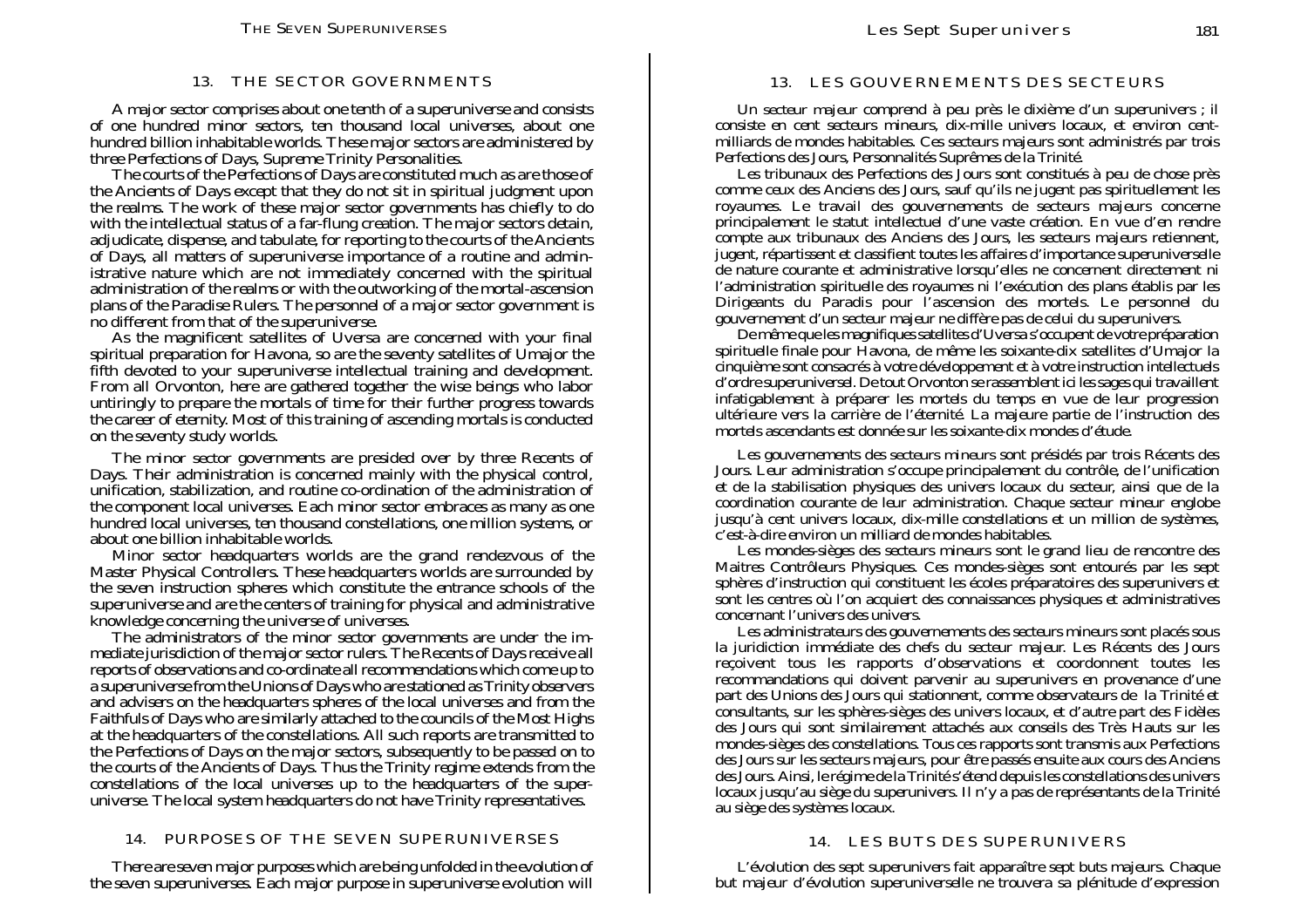## 13. THE SECTOR GOVERNMENTS

A major sector comprises about one tenth of a superuniverse and consists of one hundred minor sectors, ten thousand local universes, about one hundred billion inhabitable worlds. These major sectors are administered by three Perfections of Days, Supreme Trinity Personalities.

The courts of the Perfections of Days are constituted much as are those of the Ancients of Days except that they do not sit in spiritual judgment upon the realms. The work of these major sector governments has chiefly to do with the intellectual status of a far-flung creation. The major sectors detain, adjudicate, dispense, and tabulate, for reporting to the courts of the Ancients of Days, all matters of superuniverse importance of a routine and administrative nature which are not immediately concerned with the spiritual administration of the realms or with the outworking of the mortal-ascension plans of the Paradise Rulers. The personnel of a major sector government is no different from that of the superuniverse.

As the magnificent satellites of Uversa are concerned with your final spiritual preparation for Havona, so are the seventy satellites of Umajor the fifth devoted to your superuniverse intellectual training and development. From all Orvonton, here are gathered together the wise beings who labor untiringly to prepare the mortals of time for their further progress towards the career of eternity. Most of this training of ascending mortals is conducted on the seventy study worlds.

The minor sector governments are presided over by three Recents of Days. Their administration is concerned mainly with the physical control, unification, stabilization, and routine co-ordination of the administration of the component local universes. Each minor sector embraces as many as one hundred local universes, ten thousand constellations, one million systems, or about one billion inhabitable worlds.

Minor sector headquarters worlds are the grand rendezvous of the Master Physical Controllers. These headquarters worlds are surrounded by the seven instruction spheres which constitute the entrance schools of the superuniverse and are the centers of training for physical and administrative knowledge concerning the universe of universes.

The administrators of the minor sector governments are under the immediate jurisdiction of the major sector rulers. The Recents of Days receive all reports of observations and co-ordinate all recommendations which come up to a superuniverse from the Unions of Days who are stationed as Trinity observers and advisers on the headquarters spheres of the local universes and from the Faithfuls of Days who are similarly attached to the councils of the Most Highs at the headquarters of the constellations. All such reports are transmitted to the Perfections of Days on the major sectors, subsequently to be passed on to the courts of the Ancients of Days. Thus the Trinity regime extends from the constellations of the local universes up to the headquarters of the superuniverse. The local system headquarters do not have Trinity representatives.

## 14. PURPOSES OF THE SEVEN SUPERUNIVERSES

There are seven major purposes which are being unfolded in the evolution of the seven superuniverses. Each major purpose in superuniverse evolution will

## 13. LES GOUVERNEMENTS DES SECTEURS

Un secteur majeur comprend à peu près le dixième d'un superunivers ; il consiste en cent secteurs mineurs, dix-mille univers locaux, et environ cent-milliards de mondes habitables. Ces secteurs majeurs sont administrés par trois Perfections des Jours, Personnalités Suprêmes de la Trinité.

Les tribunaux des Perfections des Jours sont constitués à peu de chose près comme ceux des Anciens des Jours, sauf qu'ils ne jugent pas spirituellement les royaumes. Le travail des gouvernements de secteurs majeurs concerne principalement le statut intellectuel d'une vaste création. En vue d'en rendre compte aux tribunaux des Anciens des Jours, les secteurs majeurs retiennent, jugent, répartissent et classifient toutes les affaires d'importance superuniverselle de nature courante et administrative lorsqu'elles ne concernent directement ni l'administration spirituelle des royaumes ni l'exécution des plans établis par les Dirigeants du Paradis pour l'ascension des mortels. Le personnel du gouvernement d'un secteur majeur ne diffère pas de celui du superunivers.

De même que les magnifiques satellites d'Uversa s'occupent de votre préparation spirituelle finale pour Havona, de même les soixante-dix satellites d'Umajor la cinquième sont consacrés à votre développement et à votre instruction intellectuels d'ordre superuniversel. De tout Orvonton se rassemblent ici les sages qui travaillent infatigablement à préparer les mortels du temps en vue de leur progression ultérieure vers la carrière de l'éternité. La majeure partie de l'instruction des mortels ascendants est donnée sur les soixante-dix mondes d'étude.

Les gouvernements des secteurs mineurs sont présidés par trois Récents des Jours. Leur administration s'occupe principalement du contrôle, de l'unification et de la stabilisation physiques des univers locaux du secteur, ainsi que de la coordination courante de leur administration. Chaque secteur mineur englobe jusqu'à cent univers locaux, dix-mille constellations et un million de systèmes, c'est-à-dire environ un milliard de mondes habitables.

Les mondes-sièges des secteurs mineurs sont le grand lieu de rencontre des Maitres Contrôleurs Physiques. Ces mondes-sièges sont entourés par les sept sphères d'instruction qui constituent les écoles préparatoires des superunivers et sont les centres où l'on acquiert des connaissances physiques et administratives concernant l'univers des univers.

Les administrateurs des gouvernements des secteurs mineurs sont placés sous la juridiction immédiate des chefs du secteur majeur. Les Récents des Jours reçoivent tous les rapports d'observations et coordonnent toutes les recommandations qui doivent parvenir au superunivers en provenance d'une part des Unions des Jours qui stationnent, comme observateurs de la Trinité et consultants, sur les sphères-sièges des univers locaux, et d'autre part des Fidèles des Jours qui sont similairement attachés aux conseils des Très Hauts sur les mondes-sièges des constellations. Tous ces rapports sont transmis aux Perfections des Jours sur les secteurs majeurs, pour être passés ensuite aux cours des Anciens des Jours. Ainsi, le régime de la Trinité s'étend depuis les constellations des univers locaux jusqu'au siège du superunivers. Il n'y a pas de représentants de la Trinité au siège des systèmes locaux.

## 14. LES BUTS DES SUPERUNIVERS

L'évolution des sept superunivers fait apparaître sept buts majeurs. Chaque but majeur d'évolution superuniverselle ne trouvera sa plénitude d'expression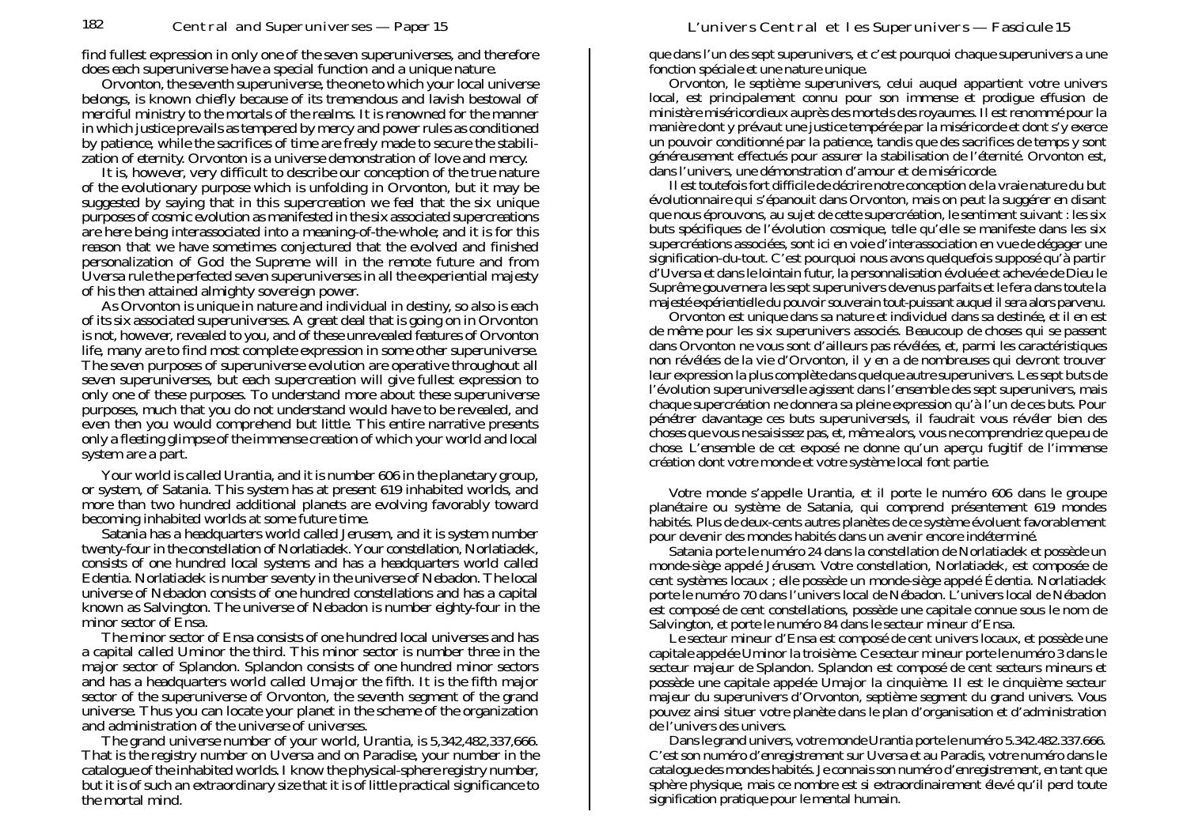find fullest expression in only one of the seven superuniverses, and therefore does each superuniverse have a special function and a unique nature.

Orvonton, the seventh superuniverse, the one to which your local universe belongs, is known chiefly because of its tremendous and lavish bestowal of merciful ministry to the mortals of the realms. It is renowned for the manner in which justice prevails as tempered by mercy and power rules as conditioned by patience, while the sacrifices of time are freely made to secure the stabilization of eternity. Orvonton is a universe demonstration of love and mercy.

It is, however, very difficult to describe our conception of the true nature of the evolutionary purpose which is unfolding in Orvonton, but it may be suggested by saying that in this supercreation we feel that the six unique purposes of cosmic evolution as manifested in the six associated supercreations are here being interassociated into a meaning-of-the-whole; and it is for this reason that we have sometimes conjectured that the evolved and finished personalization of God the Supreme will in the remote future and from Uversa rule the perfected seven superuniverses in all the experiential majesty of his then attained almighty sovereign power.

As Orvonton is unique in nature and individual in destiny, so also is each of its six associated superuniverses. A great deal that is going on in Orvonton is not, however, revealed to you, and of these unrevealed features of Orvonton life, many are to find most complete expression in some other superuniverse. The seven purposes of superuniverse evolution are operative throughout all seven superuniverses, but each supercreation will give fullest expression to only one of these purposes. To understand more about these superuniverse purposes, much that you do not understand would have to be revealed, and even then you would comprehend but little. This entire narrative presents only a fleeting glimpse of the immense creation of which your world and local system are a part.

Your world is called Urantia, and it is number 606 in the planetary group, or system, of Satania. This system has at present 619 inhabited worlds, and more than two hundred additional planets are evolving favorably toward becoming inhabited worlds at some future time.

Satania has a headquarters world called Jerusem, and it is system number twenty-four in the constellation of Norlatiadek. Your constellation, Norlatiadek, consists of one hundred local systems and has a headquarters world called Edentia. Norlatiadek is number seventy in the universe of Nebadon. The local universe of Nebadon consists of one hundred constellations and has a capital known as Salvington. The universe of Nebadon is number eighty-four in the minor sector of Ensa.

The minor sector of Ensa consists of one hundred local universes and has a capital called Uminor the third. This minor sector is number three in the major sector of Splandon. Splandon consists of one hundred minor sectors and has a headquarters world called Umajor the fifth. It is the fifth major sector of the superuniverse of Orvonton, the seventh segment of the grand universe. Thus you can locate your planet in the scheme of the organization and administration of the universe of universes.

The grand universe number of your world, Urantia, is 5,342,482,337,666. That is the registry number on Uversa and on Paradise, your number in the catalogue of the inhabited worlds. I know the physical-sphere registry number, but it is of such an extraordinary size that it is of little practical significance to the mortal mind.

que dans l'un des sept superunivers, et c'est pourquoi chaque superunivers a une fonction spéciale et une nature unique.

Orvonton, le septième superunivers, celui auquel appartient votre univers local, est principalement connu pour son immense et prodigue effusion de ministère miséricordieux auprès des mortels des royaumes. Il est renommé pour la manière dont y prévaut une justice tempérée par la miséricorde et dont s'y exerce un pouvoir conditionné par la patience, tandis que des sacrifices de temps y sont généreusement effectués pour assurer la stabilisation de l'éternité. Orvonton est, dans l'univers, une démonstration d'amour et de miséricorde.

Il est toutefois fort difficile de décrire notre conception de la vraie nature du but évolutionnaire qui s'épanouit dans Orvonton, mais on peut la suggérer en disant que nous éprouvons, au sujet de cette supercréation, le sentiment suivant : les six buts spécifiques de l'évolution cosmique, telle qu'elle se manifeste dans les six supercréations associées, sont ici en voie d'interassociation en vue de dégager une signification-du-tout. C'est pourquoi nous avons quelquefois supposé qu'à partir d'Uversa et dans le lointain futur, la personnalisation évoluée et achevée de Dieu le Suprême gouvernera les sept superunivers devenus parfaits et le fera dans toute la majesté expérientielle du pouvoir souverain tout-puissant auquel il sera alors parvenu.

Orvonton est unique dans sa nature et individuel dans sa destinée, et il en est de même pour les six superunivers associés. Beaucoup de choses qui se passent dans Orvonton ne vous sont d'ailleurs pas révélées, et, parmi les caractéristiques non révélées de la vie d'Orvonton, il y en a de nombreuses qui devront trouver leur expression la plus complète dans quelque autre superunivers. Les sept buts de l'évolution superuniverselle agissent dans l'ensemble des sept superunivers, mais chaque supercréation ne donnera sa pleine expression qu'à l'un de ces buts. Pour pénétrer davantage ces buts superuniversels, il faudrait vous révéler bien des choses que vous ne saisissez pas, et, même alors, vous ne comprendriez que peu de chose. L'ensemble de cet exposé ne donne qu'un aperçu fugitif de l'immense création dont votre monde et votre système local font partie.

Votre monde s'appelle Urantia, et il porte le numéro 606 dans le groupe planétaire ou système de Satania, qui comprend présentement 619 mondes habités. Plus de deux-cents autres planètes de ce système évoluent favorablement pour devenir des mondes habités dans un avenir encore indéterminé.

Satania porte le numéro 24 dans la constellation de Norlatiadek et possède un monde-siège appelé Jérusem. Votre constellation, Norlatiadek, est composée de cent systèmes locaux ; elle possède un monde-siège appelé Édentia. Norlatiadek porte le numéro 70 dans l'univers local de Nébadon. L'univers local de Nébadon est composé de cent constellations, possède une capitale connue sous le nom de Salvington, et porte le numéro 84 dans le secteur mineur d'Ensa.

Le secteur mineur d'Ensa est composé de cent univers locaux, et possède une capitale appelée Uminor la troisième. Ce secteur mineur porte le numéro 3 dans le secteur majeur de Splandon. Splandon est composé de cent secteurs mineurs et possède une capitale appelée Umajor la cinquième. Il est le cinquième secteur majeur du superunivers d'Orvonton, septième segment du grand univers. Vous pouvez ainsi situer votre planète dans le plan d'organisation et d'administration de l'univers des univers.

Dans le grand univers, votre monde Urantia porte le numéro 5.342.482.337.666. C'est son numéro d'enregistrement sur Uversa et au Paradis, votre numéro dans le catalogue des mondes habités. Je connais son numéro d'enregistrement, en tant que sphère physique, mais ce nombre est si extraordinairement élevé qu'il perd toute signification pratique pour le mental humain.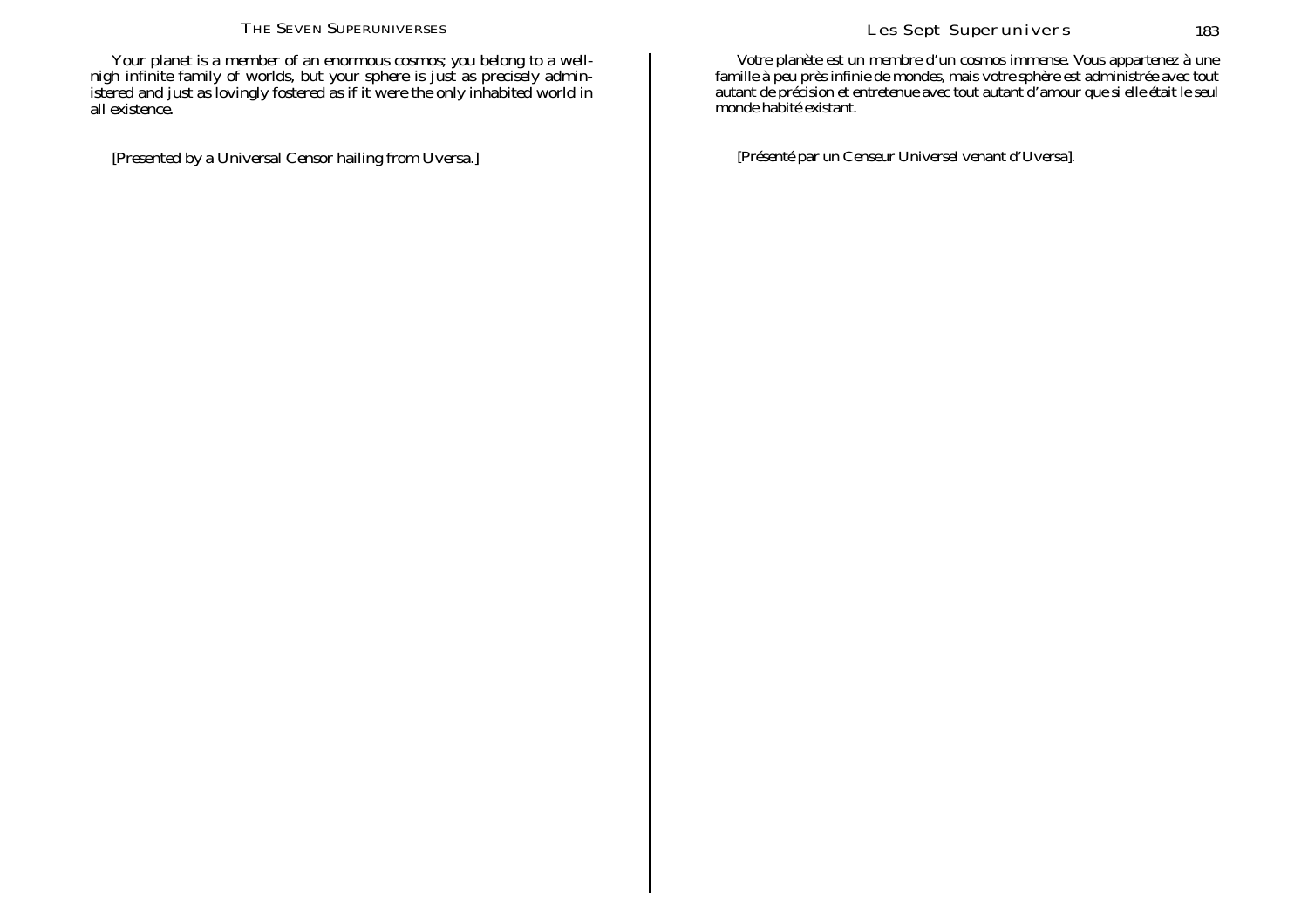Your planet is a member of an enormous cosmos; you belong to a well-nigh infinite family of worlds, but your sphere is just as precisely administered and just as lovingly fostered as if it were the only inhabited world in all existence.

*[Presented by a Universal Censor hailing from Uversa.]*

Votre planète est un membre d'un cosmos immense. Vous appartenez à une famille à peu près infinie de mondes, mais votre sphère est administrée avec tout autant de précision et entretenue avec tout autant d'amour que si elle était le seul monde habité existant.

*[Présenté par un Censeur Universel venant d'Uversa].*